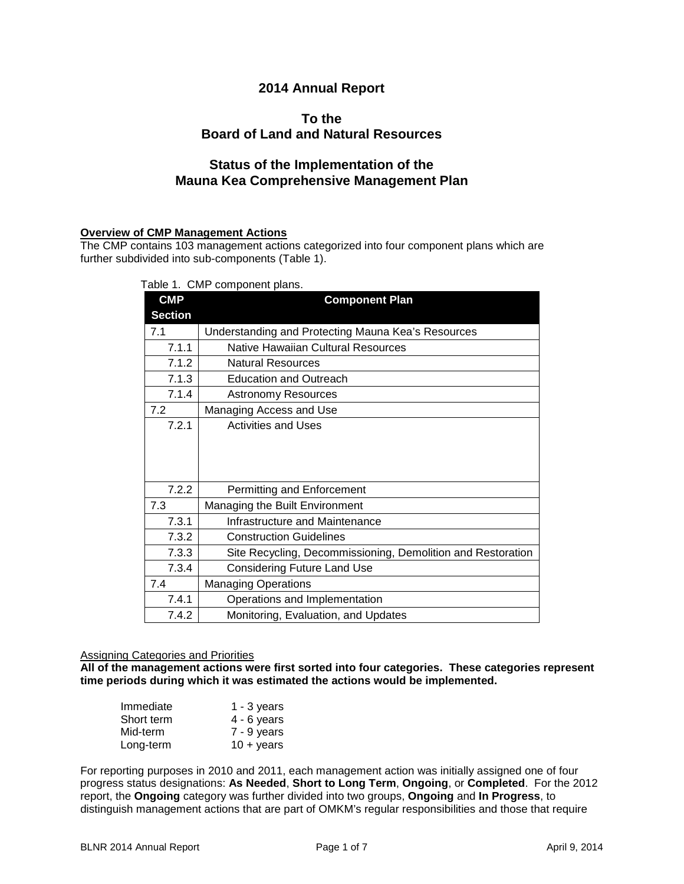# 2014 Annual Report

## To the Board of Land and Natural Resources

## Status of the Implementation of the Mauna Kea Comprehensive Management Plan

**Overview of CMP Management Actions**

The CMP contains 103 management actions categorized into four component plans which are further subdivided into sub-components (Table 1).

Table 1. CMP component plans.

| CMP Section | Component Plan |
|---|---|
| 7.1 | Understanding and Protecting Mauna Kea's Resources |
| 7.1.1 | Native Hawaiian Cultural Resources |
| 7.1.2 | Natural Resources |
| 7.1.3 | Education and Outreach |
| 7.1.4 | Astronomy Resources |
| 7.2 | Managing Access and Use |
| 7.2.1 | Activities and Uses |
| 7.2.2 | Permitting and Enforcement |
| 7.3 | Managing the Built Environment |
| 7.3.1 | Infrastructure and Maintenance |
| 7.3.2 | Construction Guidelines |
| 7.3.3 | Site Recycling, Decommissioning, Demolition and Restoration |
| 7.3.4 | Considering Future Land Use |
| 7.4 | Managing Operations |
| 7.4.1 | Operations and Implementation |
| 7.4.2 | Monitoring, Evaluation, and Updates |

Assigning Categories and Priorities

**All of the management actions were first sorted into four categories. These categories represent time periods during which it was estimated the actions would be implemented.**

| | |
|---|---|
| Immediate | 1 - 3 years |
| Short term | 4 - 6 years |
| Mid-term | 7 - 9 years |
| Long-term | 10 + years |

For reporting purposes in 2010 and 2011, each management action was initially assigned one of four progress status designations: **As Needed**, **Short to Long Term**, **Ongoing**, or **Completed**. For the 2012 report, the **Ongoing** category was further divided into two groups, **Ongoing** and **In Progress**, to distinguish management actions that are part of OMKM's regular responsibilities and those that require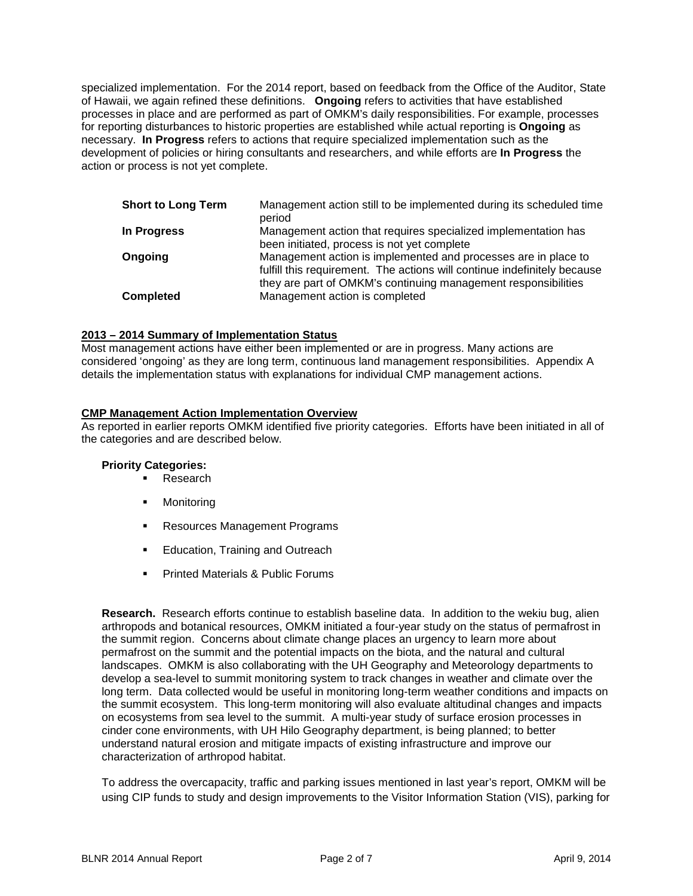specialized implementation. For the 2014 report, based on feedback from the Office of the Auditor, State of Hawaii, we again refined these definitions. **Ongoing** refers to activities that have established processes in place and are performed as part of OMKM's daily responsibilities. For example, processes for reporting disturbances to historic properties are established while actual reporting is **Ongoing** as necessary. **In Progress** refers to actions that require specialized implementation such as the development of policies or hiring consultants and researchers, and while efforts are **In Progress** the action or process is not yet complete.

| | |
|---|---|
| **Short to Long Term** | Management action still to be implemented during its scheduled time period |
| **In Progress** | Management action that requires specialized implementation has been initiated, process is not yet complete |
| **Ongoing** | Management action is implemented and processes are in place to fulfill this requirement. The actions will continue indefinitely because they are part of OMKM's continuing management responsibilities |
| **Completed** | Management action is completed |

**2013 – 2014 Summary of Implementation Status**

Most management actions have either been implemented or are in progress. Many actions are considered 'ongoing' as they are long term, continuous land management responsibilities. Appendix A details the implementation status with explanations for individual CMP management actions.

**CMP Management Action Implementation Overview**

As reported in earlier reports OMKM identified five priority categories. Efforts have been initiated in all of the categories and are described below.

**Priority Categories:**

- Research
- Monitoring
- Resources Management Programs
- Education, Training and Outreach
- Printed Materials & Public Forums

**Research.** Research efforts continue to establish baseline data. In addition to the wekiu bug, alien arthropods and botanical resources, OMKM initiated a four-year study on the status of permafrost in the summit region. Concerns about climate change places an urgency to learn more about permafrost on the summit and the potential impacts on the biota, and the natural and cultural landscapes. OMKM is also collaborating with the UH Geography and Meteorology departments to develop a sea-level to summit monitoring system to track changes in weather and climate over the long term. Data collected would be useful in monitoring long-term weather conditions and impacts on the summit ecosystem. This long-term monitoring will also evaluate altitudinal changes and impacts on ecosystems from sea level to the summit. A multi-year study of surface erosion processes in cinder cone environments, with UH Hilo Geography department, is being planned; to better understand natural erosion and mitigate impacts of existing infrastructure and improve our characterization of arthropod habitat.

To address the overcapacity, traffic and parking issues mentioned in last year's report, OMKM will be using CIP funds to study and design improvements to the Visitor Information Station (VIS), parking for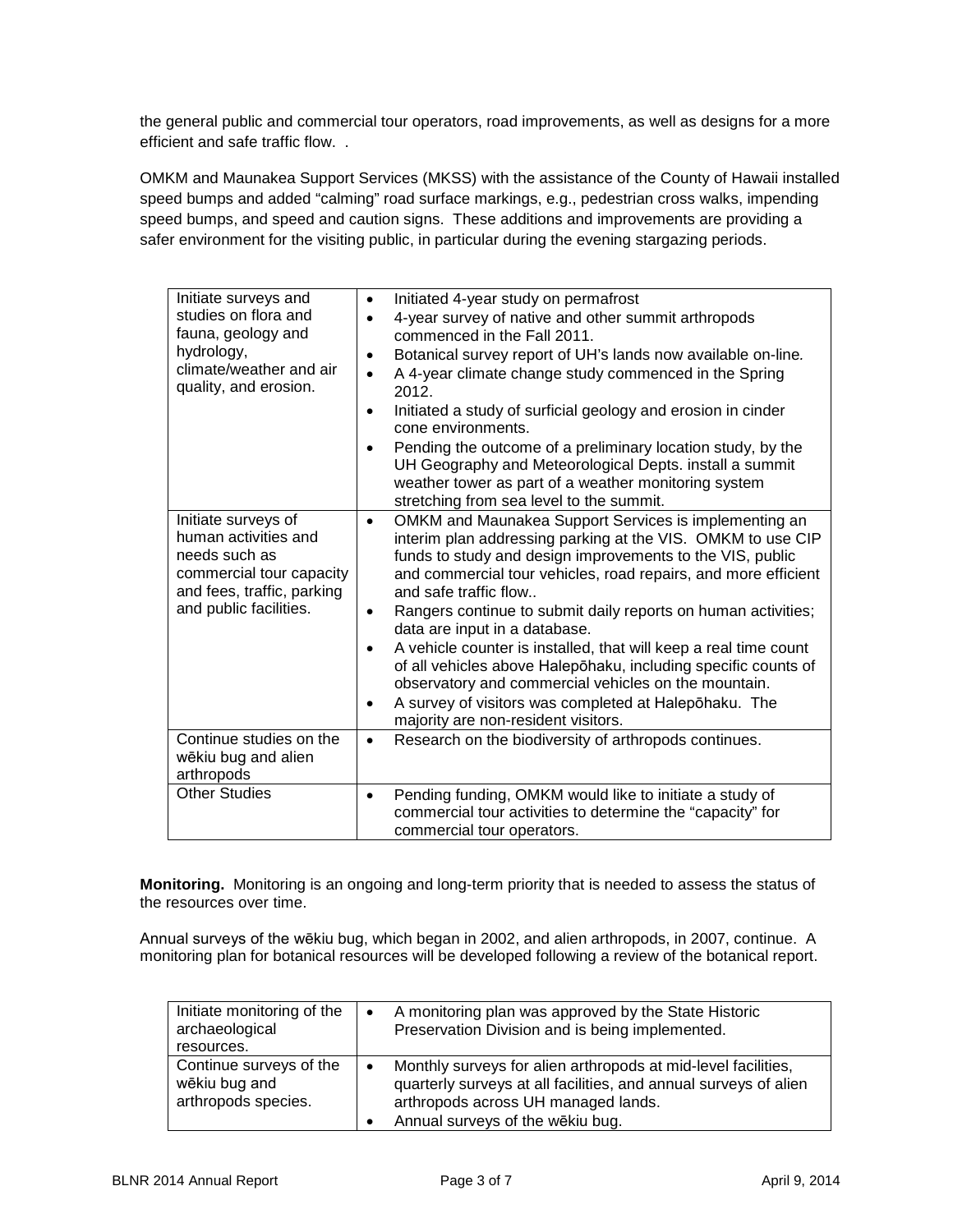the general public and commercial tour operators, road improvements, as well as designs for a more efficient and safe traffic flow. .

OMKM and Maunakea Support Services (MKSS) with the assistance of the County of Hawaii installed speed bumps and added "calming" road surface markings, e.g., pedestrian cross walks, impending speed bumps, and speed and caution signs. These additions and improvements are providing a safer environment for the visiting public, in particular during the evening stargazing periods.

| | |
|---|---|
| Initiate surveys and studies on flora and fauna, geology and hydrology, climate/weather and air quality, and erosion. | • Initiated 4-year study on permafrost<br>• 4-year survey of native and other summit arthropods commenced in the Fall 2011.<br>• Botanical survey report of UH's lands now available on-line.<br>• A 4-year climate change study commenced in the Spring 2012.<br>• Initiated a study of surficial geology and erosion in cinder cone environments.<br>• Pending the outcome of a preliminary location study, by the UH Geography and Meteorological Depts. install a summit weather tower as part of a weather monitoring system stretching from sea level to the summit. |
| Initiate surveys of human activities and needs such as commercial tour capacity and fees, traffic, parking and public facilities. | • OMKM and Maunakea Support Services is implementing an interim plan addressing parking at the VIS. OMKM to use CIP funds to study and design improvements to the VIS, public and commercial tour vehicles, road repairs, and more efficient and safe traffic flow..<br>• Rangers continue to submit daily reports on human activities; data are input in a database.<br>• A vehicle counter is installed, that will keep a real time count of all vehicles above Halepōhaku, including specific counts of observatory and commercial vehicles on the mountain.<br>• A survey of visitors was completed at Halepōhaku. The majority are non-resident visitors. |
| Continue studies on the wēkiu bug and alien arthropods | • Research on the biodiversity of arthropods continues. |
| Other Studies | • Pending funding, OMKM would like to initiate a study of commercial tour activities to determine the "capacity" for commercial tour operators. |

**Monitoring.** Monitoring is an ongoing and long-term priority that is needed to assess the status of the resources over time.

Annual surveys of the wēkiu bug, which began in 2002, and alien arthropods, in 2007, continue. A monitoring plan for botanical resources will be developed following a review of the botanical report.

| | |
|---|---|
| Initiate monitoring of the archaeological resources. | • A monitoring plan was approved by the State Historic Preservation Division and is being implemented. |
| Continue surveys of the wēkiu bug and arthropods species. | • Monthly surveys for alien arthropods at mid-level facilities, quarterly surveys at all facilities, and annual surveys of alien arthropods across UH managed lands.<br>• Annual surveys of the wēkiu bug. |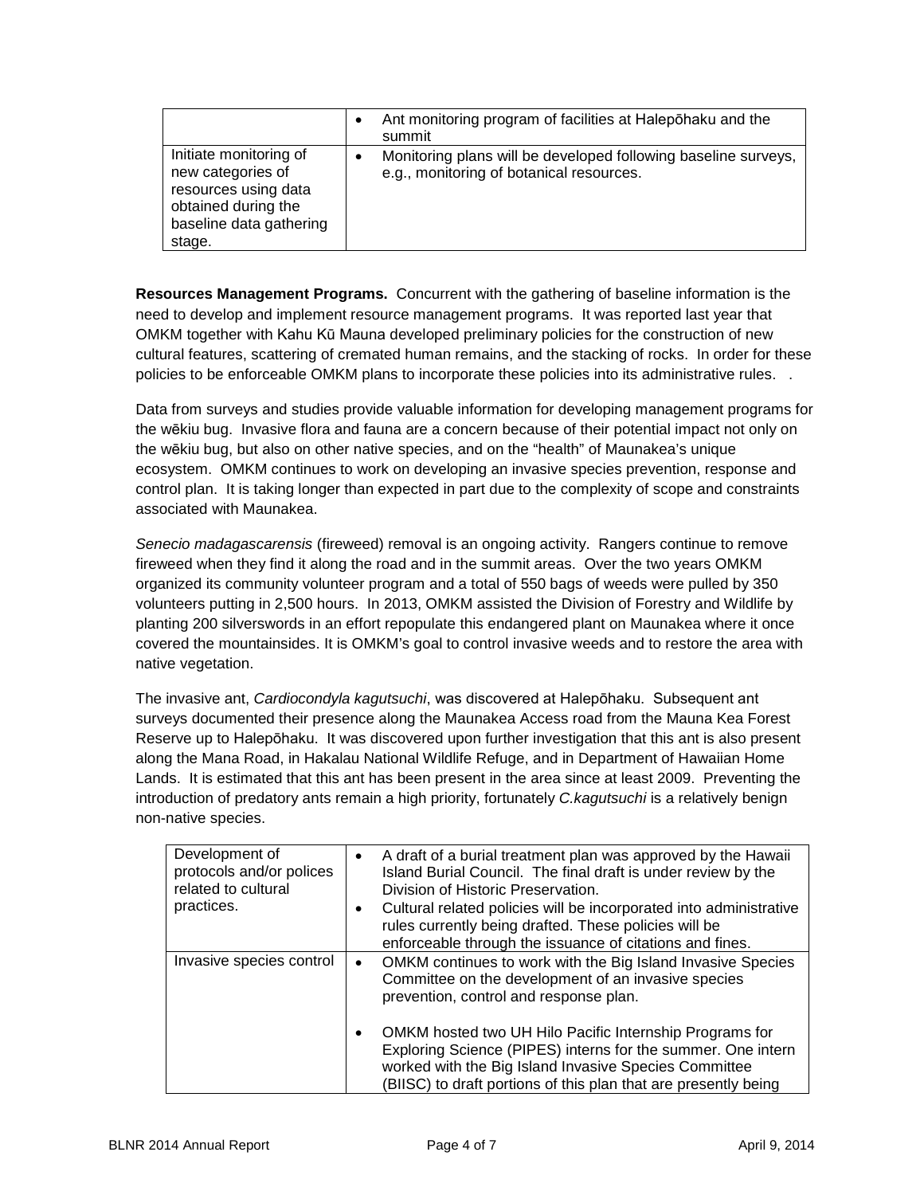| | |
|---|---|
| | • Ant monitoring program of facilities at Halepōhaku and the summit |
| Initiate monitoring of new categories of resources using data obtained during the baseline data gathering stage. | • Monitoring plans will be developed following baseline surveys, e.g., monitoring of botanical resources. |

**Resources Management Programs.** Concurrent with the gathering of baseline information is the need to develop and implement resource management programs. It was reported last year that OMKM together with Kahu Kū Mauna developed preliminary policies for the construction of new cultural features, scattering of cremated human remains, and the stacking of rocks. In order for these policies to be enforceable OMKM plans to incorporate these policies into its administrative rules. .

Data from surveys and studies provide valuable information for developing management programs for the wēkiu bug. Invasive flora and fauna are a concern because of their potential impact not only on the wēkiu bug, but also on other native species, and on the "health" of Maunakea's unique ecosystem. OMKM continues to work on developing an invasive species prevention, response and control plan. It is taking longer than expected in part due to the complexity of scope and constraints associated with Maunakea.

*Senecio madagascarensis* (fireweed) removal is an ongoing activity. Rangers continue to remove fireweed when they find it along the road and in the summit areas. Over the two years OMKM organized its community volunteer program and a total of 550 bags of weeds were pulled by 350 volunteers putting in 2,500 hours. In 2013, OMKM assisted the Division of Forestry and Wildlife by planting 200 silverswords in an effort repopulate this endangered plant on Maunakea where it once covered the mountainsides. It is OMKM's goal to control invasive weeds and to restore the area with native vegetation.

The invasive ant, *Cardiocondyla kagutsuchi*, was discovered at Halepōhaku. Subsequent ant surveys documented their presence along the Maunakea Access road from the Mauna Kea Forest Reserve up to Halepōhaku. It was discovered upon further investigation that this ant is also present along the Mana Road, in Hakalau National Wildlife Refuge, and in Department of Hawaiian Home Lands. It is estimated that this ant has been present in the area since at least 2009. Preventing the introduction of predatory ants remain a high priority, fortunately *C.kagutsuchi* is a relatively benign non-native species.

| | |
|---|---|
| Development of protocols and/or polices related to cultural practices. | • A draft of a burial treatment plan was approved by the Hawaii Island Burial Council. The final draft is under review by the Division of Historic Preservation.<br>• Cultural related policies will be incorporated into administrative rules currently being drafted. These policies will be enforceable through the issuance of citations and fines. |
| Invasive species control | • OMKM continues to work with the Big Island Invasive Species Committee on the development of an invasive species prevention, control and response plan.<br>• OMKM hosted two UH Hilo Pacific Internship Programs for Exploring Science (PIPES) interns for the summer. One intern worked with the Big Island Invasive Species Committee (BIISC) to draft portions of this plan that are presently being |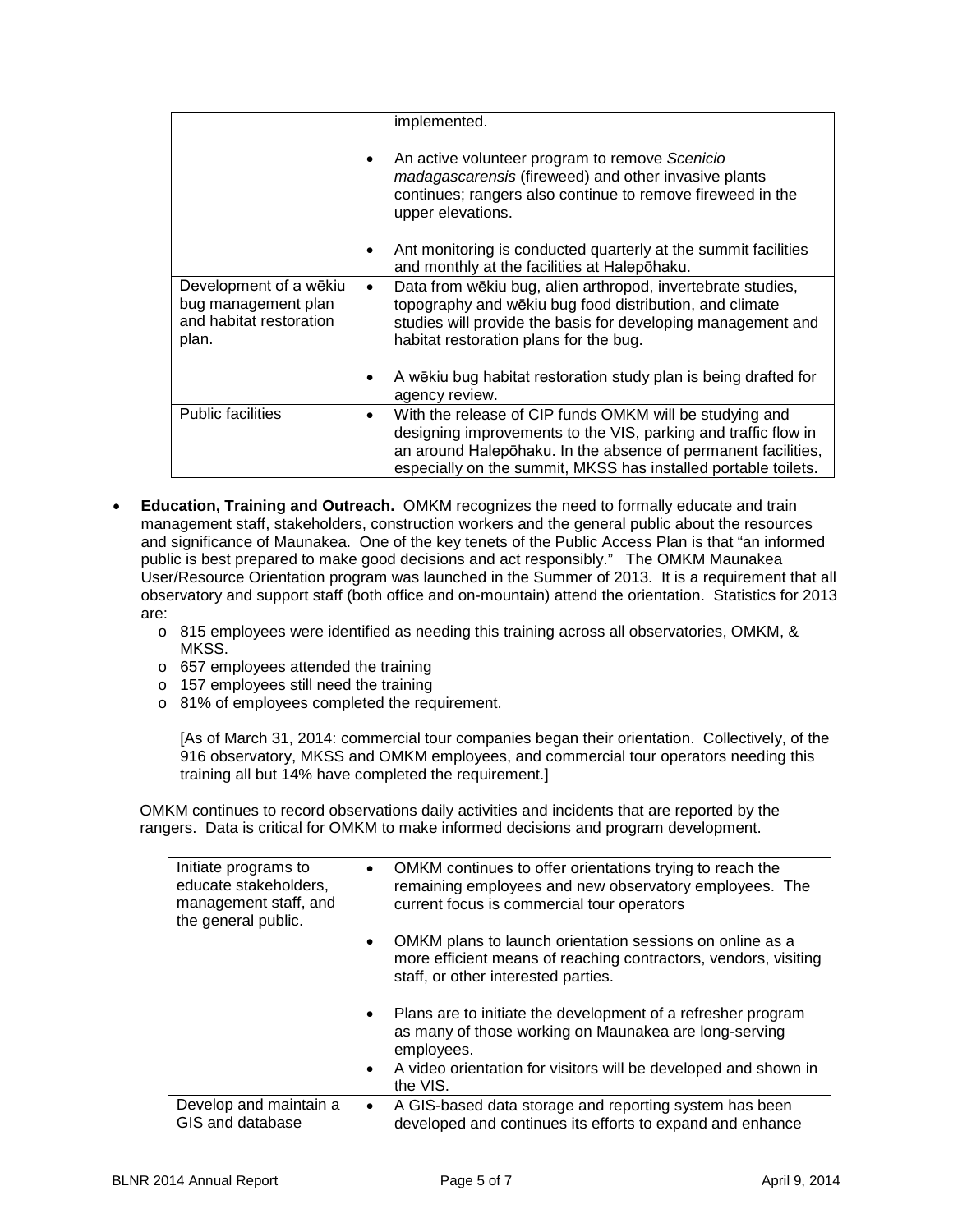| | |
|---|---|
| | implemented. <br><br> • An active volunteer program to remove *Scenicio madagascarensis* (fireweed) and other invasive plants continues; rangers also continue to remove fireweed in the upper elevations. <br><br> • Ant monitoring is conducted quarterly at the summit facilities and monthly at the facilities at Halepōhaku. |
| Development of a wēkiu bug management plan and habitat restoration plan. | • Data from wēkiu bug, alien arthropod, invertebrate studies, topography and wēkiu bug food distribution, and climate studies will provide the basis for developing management and habitat restoration plans for the bug. <br><br> • A wēkiu bug habitat restoration study plan is being drafted for agency review. |
| Public facilities | • With the release of CIP funds OMKM will be studying and designing improvements to the VIS, parking and traffic flow in an around Halepōhaku. In the absence of permanent facilities, especially on the summit, MKSS has installed portable toilets. |

- **Education, Training and Outreach.** OMKM recognizes the need to formally educate and train management staff, stakeholders, construction workers and the general public about the resources and significance of Maunakea. One of the key tenets of the Public Access Plan is that "an informed public is best prepared to make good decisions and act responsibly." The OMKM Maunakea User/Resource Orientation program was launched in the Summer of 2013. It is a requirement that all observatory and support staff (both office and on-mountain) attend the orientation. Statistics for 2013 are:
  - 815 employees were identified as needing this training across all observatories, OMKM, & MKSS.
  - 657 employees attended the training
  - 157 employees still need the training
  - 81% of employees completed the requirement.

  [As of March 31, 2014: commercial tour companies began their orientation. Collectively, of the 916 observatory, MKSS and OMKM employees, and commercial tour operators needing this training all but 14% have completed the requirement.]

  OMKM continues to record observations daily activities and incidents that are reported by the rangers. Data is critical for OMKM to make informed decisions and program development.

| | |
|---|---|
| Initiate programs to educate stakeholders, management staff, and the general public. | • OMKM continues to offer orientations trying to reach the remaining employees and new observatory employees. The current focus is commercial tour operators <br><br> • OMKM plans to launch orientation sessions on online as a more efficient means of reaching contractors, vendors, visiting staff, or other interested parties. <br><br> • Plans are to initiate the development of a refresher program as many of those working on Maunakea are long-serving employees. <br> • A video orientation for visitors will be developed and shown in the VIS. |
| Develop and maintain a GIS and database | • A GIS-based data storage and reporting system has been developed and continues its efforts to expand and enhance |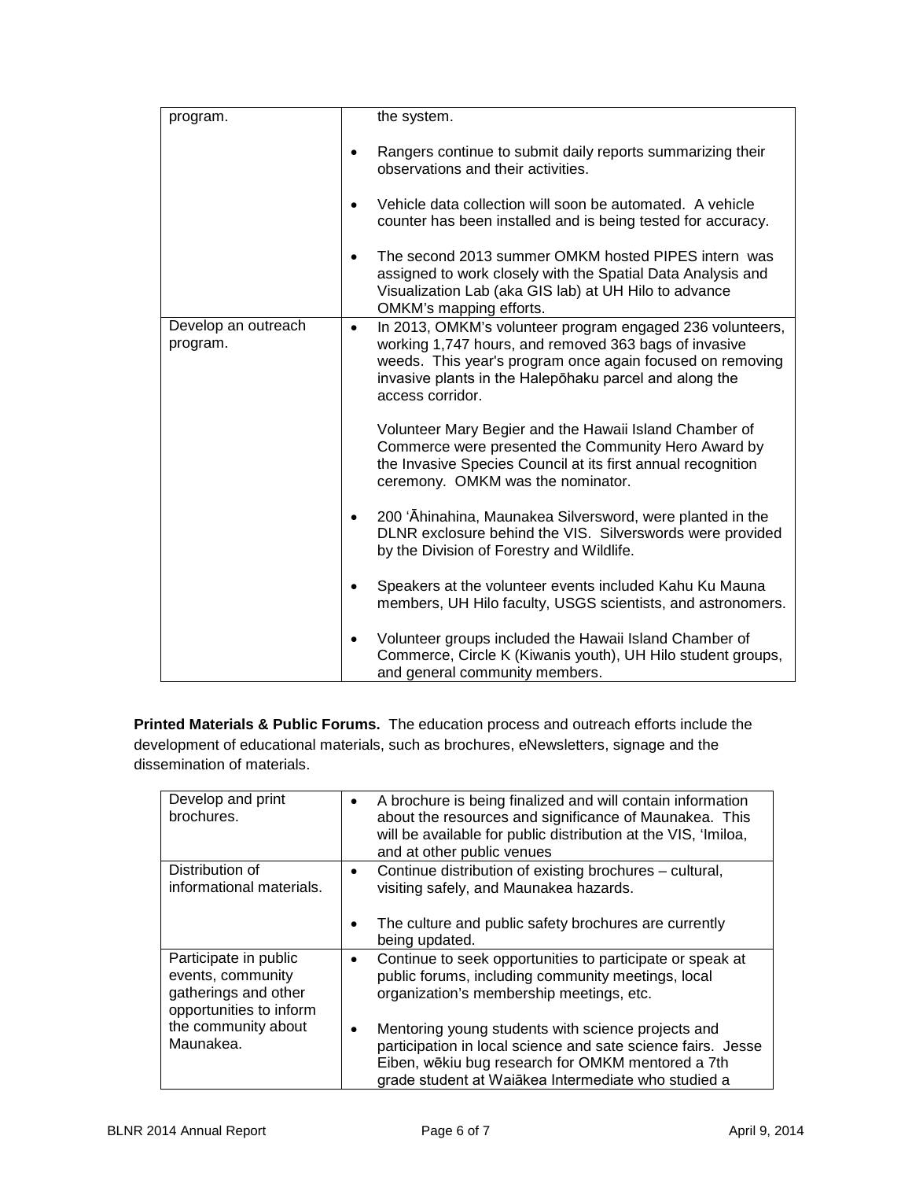| | |
|---|---|
| program. | the system.<br><br>• Rangers continue to submit daily reports summarizing their observations and their activities.<br><br>• Vehicle data collection will soon be automated. A vehicle counter has been installed and is being tested for accuracy.<br><br>• The second 2013 summer OMKM hosted PIPES intern was assigned to work closely with the Spatial Data Analysis and Visualization Lab (aka GIS lab) at UH Hilo to advance OMKM's mapping efforts. |
| Develop an outreach program. | • In 2013, OMKM's volunteer program engaged 236 volunteers, working 1,747 hours, and removed 363 bags of invasive weeds. This year's program once again focused on removing invasive plants in the Halepōhaku parcel and along the access corridor.<br><br>Volunteer Mary Begier and the Hawaii Island Chamber of Commerce were presented the Community Hero Award by the Invasive Species Council at its first annual recognition ceremony. OMKM was the nominator.<br><br>• 200 ʻĀhinahina, Maunakea Silversword, were planted in the DLNR exclosure behind the VIS. Silverswords were provided by the Division of Forestry and Wildlife.<br><br>• Speakers at the volunteer events included Kahu Ku Mauna members, UH Hilo faculty, USGS scientists, and astronomers.<br><br>• Volunteer groups included the Hawaii Island Chamber of Commerce, Circle K (Kiwanis youth), UH Hilo student groups, and general community members. |

**Printed Materials & Public Forums.** The education process and outreach efforts include the development of educational materials, such as brochures, eNewsletters, signage and the dissemination of materials.

| | |
|---|---|
| Develop and print brochures. | • A brochure is being finalized and will contain information about the resources and significance of Maunakea. This will be available for public distribution at the VIS, ʻImiloa, and at other public venues |
| Distribution of informational materials. | • Continue distribution of existing brochures – cultural, visiting safely, and Maunakea hazards.<br><br>• The culture and public safety brochures are currently being updated. |
| Participate in public events, community gatherings and other opportunities to inform the community about Maunakea. | • Continue to seek opportunities to participate or speak at public forums, including community meetings, local organization's membership meetings, etc.<br><br>• Mentoring young students with science projects and participation in local science and sate science fairs. Jesse Eiben, wēkiu bug research for OMKM mentored a 7th grade student at Waiākea Intermediate who studied a |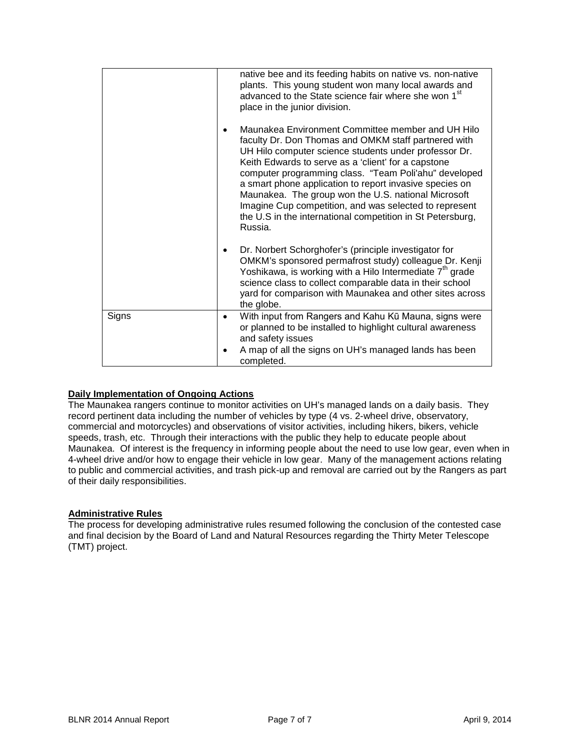| | |
|---|---|
| | native bee and its feeding habits on native vs. non-native plants. This young student won many local awards and advanced to the State science fair where she won 1st place in the junior division.<br><br>• Maunakea Environment Committee member and UH Hilo faculty Dr. Don Thomas and OMKM staff partnered with UH Hilo computer science students under professor Dr. Keith Edwards to serve as a 'client' for a capstone computer programming class. "Team Poli'ahu" developed a smart phone application to report invasive species on Maunakea. The group won the U.S. national Microsoft Imagine Cup competition, and was selected to represent the U.S in the international competition in St Petersburg, Russia.<br><br>• Dr. Norbert Schorghofer's (principle investigator for OMKM's sponsored permafrost study) colleague Dr. Kenji Yoshikawa, is working with a Hilo Intermediate 7th grade science class to collect comparable data in their school yard for comparison with Maunakea and other sites across the globe. |
| Signs | • With input from Rangers and Kahu Kū Mauna, signs were or planned to be installed to highlight cultural awareness and safety issues<br>• A map of all the signs on UH's managed lands has been completed. |

**Daily Implementation of Ongoing Actions**

The Maunakea rangers continue to monitor activities on UH's managed lands on a daily basis. They record pertinent data including the number of vehicles by type (4 vs. 2-wheel drive, observatory, commercial and motorcycles) and observations of visitor activities, including hikers, bikers, vehicle speeds, trash, etc. Through their interactions with the public they help to educate people about Maunakea. Of interest is the frequency in informing people about the need to use low gear, even when in 4-wheel drive and/or how to engage their vehicle in low gear. Many of the management actions relating to public and commercial activities, and trash pick-up and removal are carried out by the Rangers as part of their daily responsibilities.

**Administrative Rules**

The process for developing administrative rules resumed following the conclusion of the contested case and final decision by the Board of Land and Natural Resources regarding the Thirty Meter Telescope (TMT) project.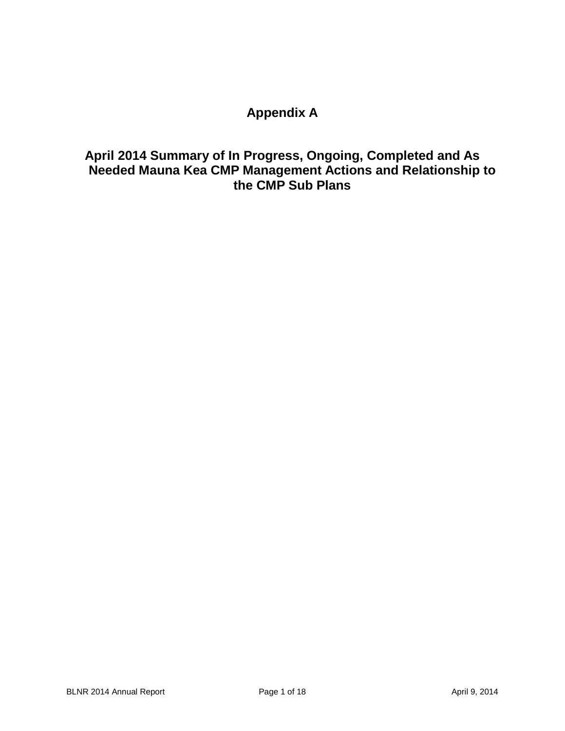# Appendix A

## April 2014 Summary of In Progress, Ongoing, Completed and As Needed Mauna Kea CMP Management Actions and Relationship to the CMP Sub Plans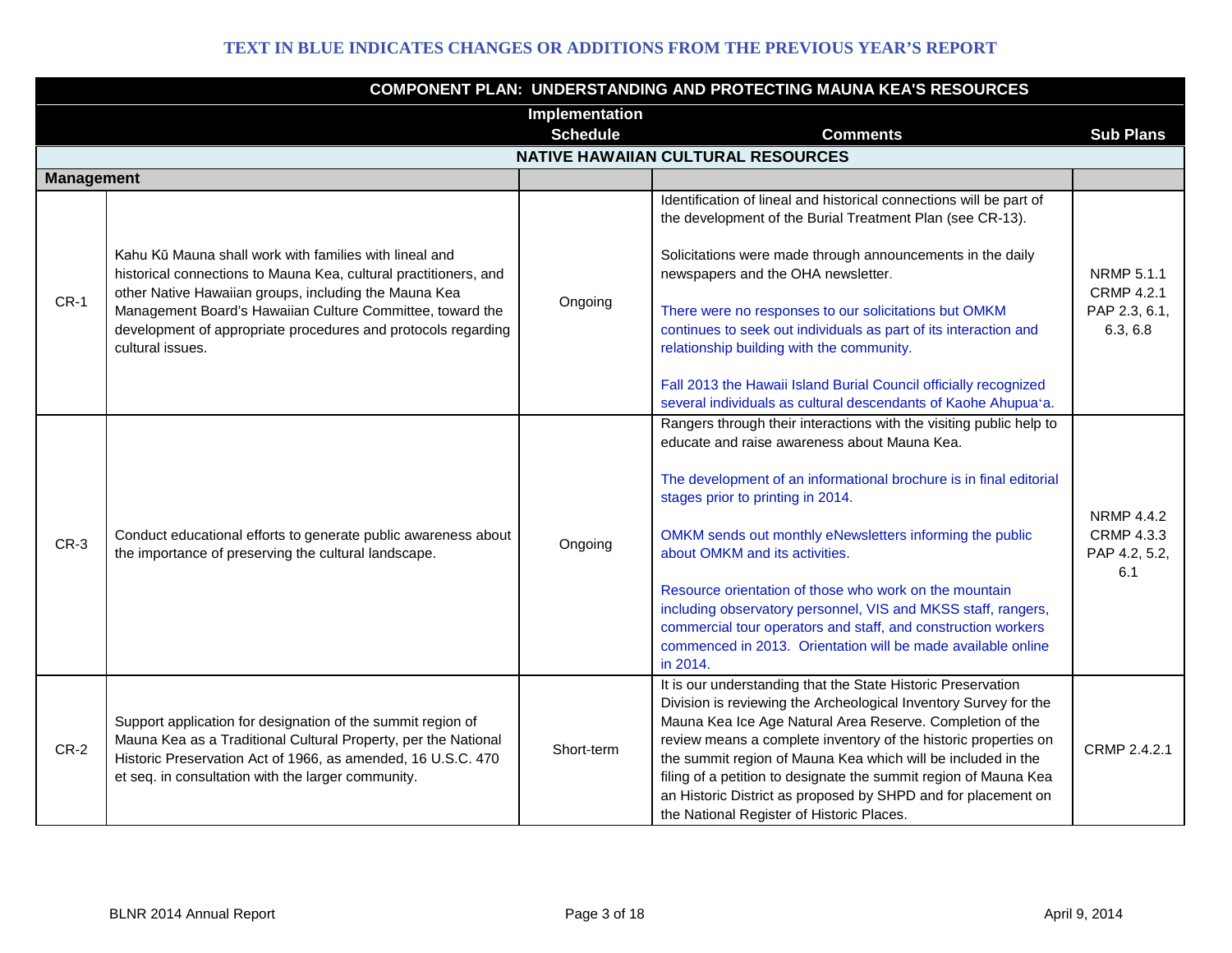**TEXT IN BLUE INDICATES CHANGES OR ADDITIONS FROM THE PREVIOUS YEAR'S REPORT**

| COMPONENT PLAN: UNDERSTANDING AND PROTECTING MAUNA KEA'S RESOURCES | | | | |
|---|---|---|---|---|
| | | **Implementation Schedule** | **Comments** | **Sub Plans** |
| **NATIVE HAWAIIAN CULTURAL RESOURCES** | | | | |
| **Management** | | | | |
| CR-1 | Kahu Kū Mauna shall work with families with lineal and historical connections to Mauna Kea, cultural practitioners, and other Native Hawaiian groups, including the Mauna Kea Management Board's Hawaiian Culture Committee, toward the development of appropriate procedures and protocols regarding cultural issues. | Ongoing | Identification of lineal and historical connections will be part of the development of the Burial Treatment Plan (see CR-13).<br><br>Solicitations were made through announcements in the daily newspapers and the OHA newsletter.<br><br>There were no responses to our solicitations but OMKM continues to seek out individuals as part of its interaction and relationship building with the community.<br><br>Fall 2013 the Hawaii Island Burial Council officially recognized several individuals as cultural descendants of Kaohe Ahupuaʻa. | NRMP 5.1.1<br>CRMP 4.2.1<br>PAP 2.3, 6.1, 6.3, 6.8 |
| CR-3 | Conduct educational efforts to generate public awareness about the importance of preserving the cultural landscape. | Ongoing | Rangers through their interactions with the visiting public help to educate and raise awareness about Mauna Kea.<br><br>The development of an informational brochure is in final editorial stages prior to printing in 2014.<br><br>OMKM sends out monthly eNewsletters informing the public about OMKM and its activities.<br><br>Resource orientation of those who work on the mountain including observatory personnel, VIS and MKSS staff, rangers, commercial tour operators and staff, and construction workers commenced in 2013. Orientation will be made available online in 2014. | NRMP 4.4.2<br>CRMP 4.3.3<br>PAP 4.2, 5.2, 6.1 |
| CR-2 | Support application for designation of the summit region of Mauna Kea as a Traditional Cultural Property, per the National Historic Preservation Act of 1966, as amended, 16 U.S.C. 470 et seq. in consultation with the larger community. | Short-term | It is our understanding that the State Historic Preservation Division is reviewing the Archeological Inventory Survey for the Mauna Kea Ice Age Natural Area Reserve. Completion of the review means a complete inventory of the historic properties on the summit region of Mauna Kea which will be included in the filing of a petition to designate the summit region of Mauna Kea an Historic District as proposed by SHPD and for placement on the National Register of Historic Places. | CRMP 2.4.2.1 |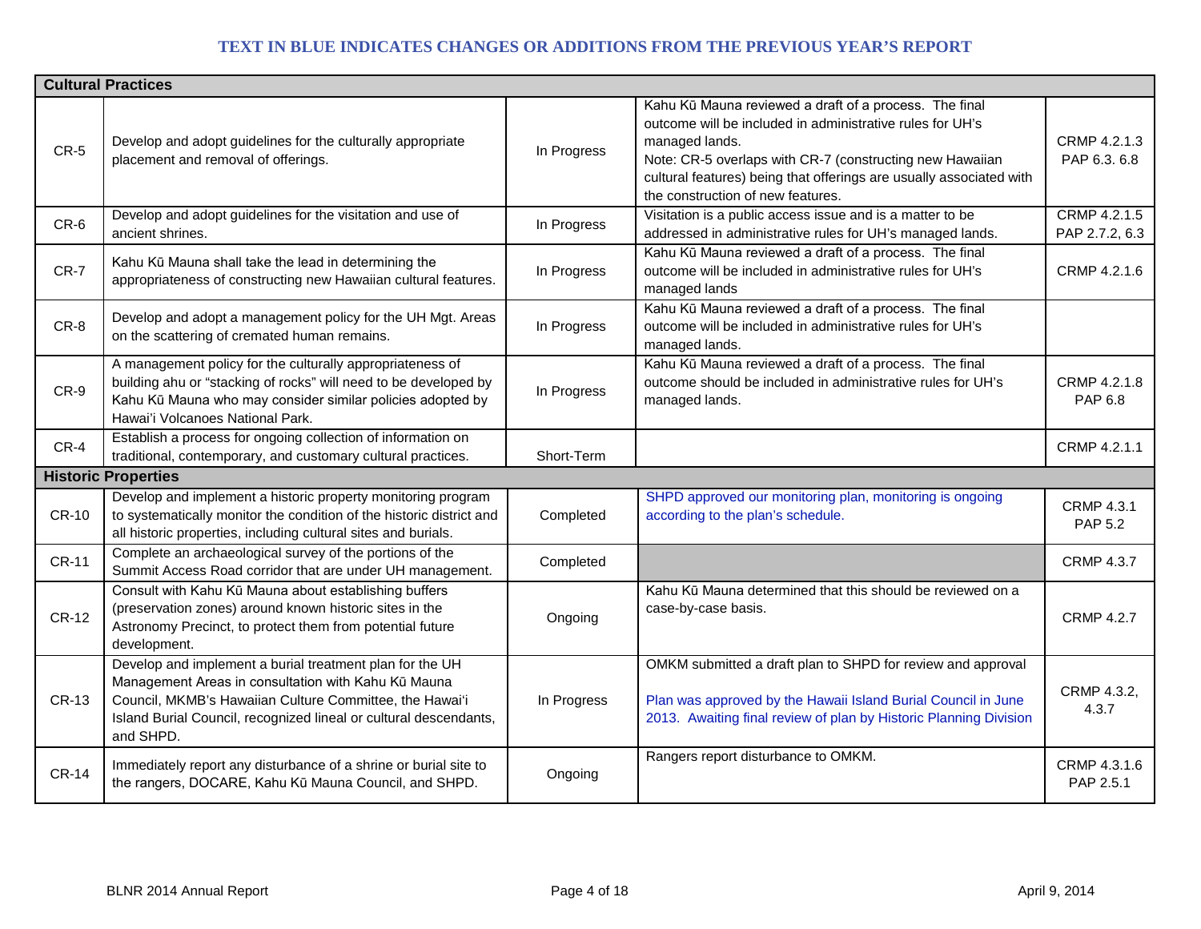**TEXT IN BLUE INDICATES CHANGES OR ADDITIONS FROM THE PREVIOUS YEAR'S REPORT**

| **Cultural Practices** | | | | |
|---|---|---|---|---|
| CR-5 | Develop and adopt guidelines for the culturally appropriate placement and removal of offerings. | In Progress | Kahu Kū Mauna reviewed a draft of a process. The final outcome will be included in administrative rules for UH's managed lands. Note: CR-5 overlaps with CR-7 (constructing new Hawaiian cultural features) being that offerings are usually associated with the construction of new features. | CRMP 4.2.1.3 PAP 6.3. 6.8 |
| CR-6 | Develop and adopt guidelines for the visitation and use of ancient shrines. | In Progress | Visitation is a public access issue and is a matter to be addressed in administrative rules for UH's managed lands. | CRMP 4.2.1.5 PAP 2.7.2, 6.3 |
| CR-7 | Kahu Kū Mauna shall take the lead in determining the appropriateness of constructing new Hawaiian cultural features. | In Progress | Kahu Kū Mauna reviewed a draft of a process. The final outcome will be included in administrative rules for UH's managed lands | CRMP 4.2.1.6 |
| CR-8 | Develop and adopt a management policy for the UH Mgt. Areas on the scattering of cremated human remains. | In Progress | Kahu Kū Mauna reviewed a draft of a process. The final outcome will be included in administrative rules for UH's managed lands. | |
| CR-9 | A management policy for the culturally appropriateness of building ahu or "stacking of rocks" will need to be developed by Kahu Kū Mauna who may consider similar policies adopted by Hawai'i Volcanoes National Park. | In Progress | Kahu Kū Mauna reviewed a draft of a process. The final outcome should be included in administrative rules for UH's managed lands. | CRMP 4.2.1.8 PAP 6.8 |
| CR-4 | Establish a process for ongoing collection of information on traditional, contemporary, and customary cultural practices. | Short-Term | | CRMP 4.2.1.1 |
| **Historic Properties** | | | | |
| CR-10 | Develop and implement a historic property monitoring program to systematically monitor the condition of the historic district and all historic properties, including cultural sites and burials. | Completed | SHPD approved our monitoring plan, monitoring is ongoing according to the plan's schedule. | CRMP 4.3.1 PAP 5.2 |
| CR-11 | Complete an archaeological survey of the portions of the Summit Access Road corridor that are under UH management. | Completed | | CRMP 4.3.7 |
| CR-12 | Consult with Kahu Kū Mauna about establishing buffers (preservation zones) around known historic sites in the Astronomy Precinct, to protect them from potential future development. | Ongoing | Kahu Kū Mauna determined that this should be reviewed on a case-by-case basis. | CRMP 4.2.7 |
| CR-13 | Develop and implement a burial treatment plan for the UH Management Areas in consultation with Kahu Kū Mauna Council, MKMB's Hawaiian Culture Committee, the Hawai'i Island Burial Council, recognized lineal or cultural descendants, and SHPD. | In Progress | OMKM submitted a draft plan to SHPD for review and approval<br><br>Plan was approved by the Hawaii Island Burial Council in June 2013. Awaiting final review of plan by Historic Planning Division | CRMP 4.3.2, 4.3.7 |
| CR-14 | Immediately report any disturbance of a shrine or burial site to the rangers, DOCARE, Kahu Kū Mauna Council, and SHPD. | Ongoing | Rangers report disturbance to OMKM. | CRMP 4.3.1.6 PAP 2.5.1 |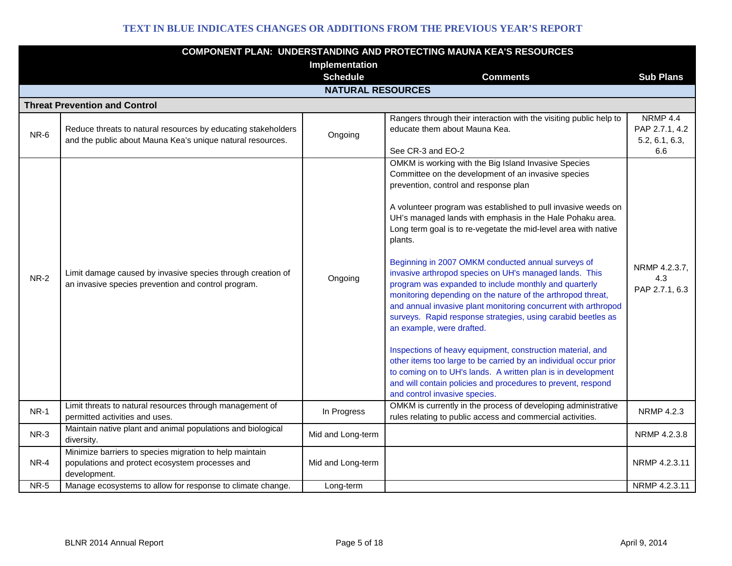**TEXT IN BLUE INDICATES CHANGES OR ADDITIONS FROM THE PREVIOUS YEAR'S REPORT**

| COMPONENT PLAN: UNDERSTANDING AND PROTECTING MAUNA KEA'S RESOURCES | | Implementation Schedule | Comments | Sub Plans |
|---|---|---|---|---|
| **NATURAL RESOURCES** | | | | |
| **Threat Prevention and Control** | | | | |
| NR-6 | Reduce threats to natural resources by educating stakeholders and the public about Mauna Kea's unique natural resources. | Ongoing | Rangers through their interaction with the visiting public help to educate them about Mauna Kea.<br><br>See CR-3 and EO-2 | NRMP 4.4<br>PAP 2.7.1, 4.2<br>5.2, 6.1, 6.3, 6.6 |
| NR-2 | Limit damage caused by invasive species through creation of an invasive species prevention and control program. | Ongoing | OMKM is working with the Big Island Invasive Species Committee on the development of an invasive species prevention, control and response plan<br><br>A volunteer program was established to pull invasive weeds on UH's managed lands with emphasis in the Hale Pohaku area. Long term goal is to re-vegetate the mid-level area with native plants.<br><br>Beginning in 2007 OMKM conducted annual surveys of invasive arthropod species on UH's managed lands. This program was expanded to include monthly and quarterly monitoring depending on the nature of the arthropod threat, and annual invasive plant monitoring concurrent with arthropod surveys. Rapid response strategies, using carabid beetles as an example, were drafted.<br><br>Inspections of heavy equipment, construction material, and other items too large to be carried by an individual occur prior to coming on to UH's lands. A written plan is in development and will contain policies and procedures to prevent, respond and control invasive species. | NRMP 4.2.3.7, 4.3<br>PAP 2.7.1, 6.3 |
| NR-1 | Limit threats to natural resources through management of permitted activities and uses. | In Progress | OMKM is currently in the process of developing administrative rules relating to public access and commercial activities. | NRMP 4.2.3 |
| NR-3 | Maintain native plant and animal populations and biological diversity. | Mid and Long-term | | NRMP 4.2.3.8 |
| NR-4 | Minimize barriers to species migration to help maintain populations and protect ecosystem processes and development. | Mid and Long-term | | NRMP 4.2.3.11 |
| NR-5 | Manage ecosystems to allow for response to climate change. | Long-term | | NRMP 4.2.3.11 |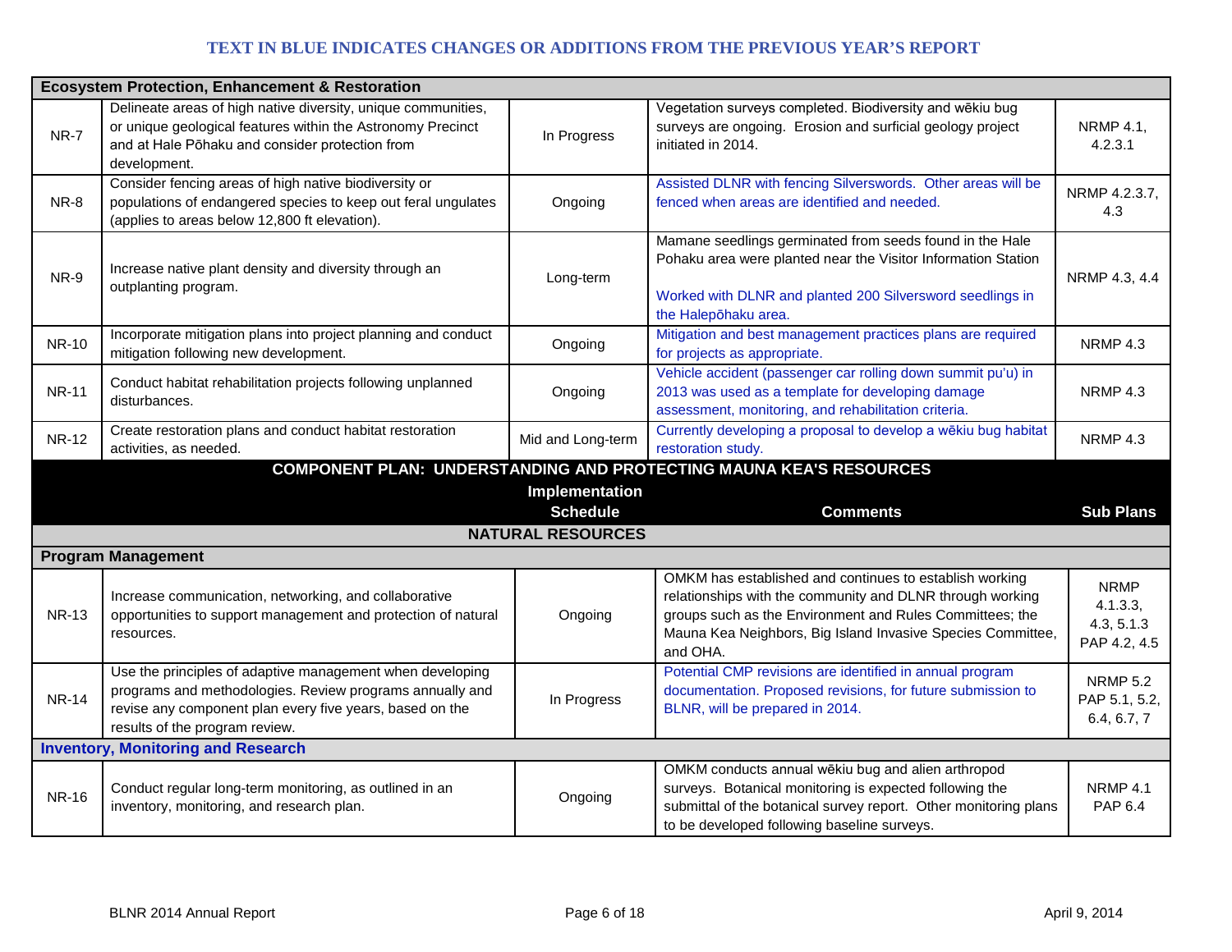**TEXT IN BLUE INDICATES CHANGES OR ADDITIONS FROM THE PREVIOUS YEAR'S REPORT**

| **Ecosystem Protection, Enhancement & Restoration** | | | | |
|---|---|---|---|---|
| NR-7 | Delineate areas of high native diversity, unique communities, or unique geological features within the Astronomy Precinct and at Hale Pōhaku and consider protection from development. | In Progress | Vegetation surveys completed. Biodiversity and wēkiu bug surveys are ongoing. Erosion and surficial geology project initiated in 2014. | NRMP 4.1, 4.2.3.1 |
| NR-8 | Consider fencing areas of high native biodiversity or populations of endangered species to keep out feral ungulates (applies to areas below 12,800 ft elevation). | Ongoing | Assisted DLNR with fencing Silverswords. Other areas will be fenced when areas are identified and needed. | NRMP 4.2.3.7, 4.3 |
| NR-9 | Increase native plant density and diversity through an outplanting program. | Long-term | Mamane seedlings germinated from seeds found in the Hale Pohaku area were planted near the Visitor Information Station<br><br>Worked with DLNR and planted 200 Silversword seedlings in the Halepōhaku area. | NRMP 4.3, 4.4 |
| NR-10 | Incorporate mitigation plans into project planning and conduct mitigation following new development. | Ongoing | Mitigation and best management practices plans are required for projects as appropriate. | NRMP 4.3 |
| NR-11 | Conduct habitat rehabilitation projects following unplanned disturbances. | Ongoing | Vehicle accident (passenger car rolling down summit pu'u) in 2013 was used as a template for developing damage assessment, monitoring, and rehabilitation criteria. | NRMP 4.3 |
| NR-12 | Create restoration plans and conduct habitat restoration activities, as needed. | Mid and Long-term | Currently developing a proposal to develop a wēkiu bug habitat restoration study. | NRMP 4.3 |

**COMPONENT PLAN: UNDERSTANDING AND PROTECTING MAUNA KEA'S RESOURCES**

| | | Implementation Schedule | Comments | Sub Plans |
|---|---|---|---|---|
| **NATURAL RESOURCES** | | | | |
| **Program Management** | | | | |
| NR-13 | Increase communication, networking, and collaborative opportunities to support management and protection of natural resources. | Ongoing | OMKM has established and continues to establish working relationships with the community and DLNR through working groups such as the Environment and Rules Committees; the Mauna Kea Neighbors, Big Island Invasive Species Committee, and OHA. | NRMP 4.1.3.3, 4.3, 5.1.3<br>PAP 4.2, 4.5 |
| NR-14 | Use the principles of adaptive management when developing programs and methodologies. Review programs annually and revise any component plan every five years, based on the results of the program review. | In Progress | Potential CMP revisions are identified in annual program documentation. Proposed revisions, for future submission to BLNR, will be prepared in 2014. | NRMP 5.2<br>PAP 5.1, 5.2, 6.4, 6.7, 7 |
| **Inventory, Monitoring and Research** | | | | |
| NR-16 | Conduct regular long-term monitoring, as outlined in an inventory, monitoring, and research plan. | Ongoing | OMKM conducts annual wēkiu bug and alien arthropod surveys. Botanical monitoring is expected following the submittal of the botanical survey report. Other monitoring plans to be developed following baseline surveys. | NRMP 4.1<br>PAP 6.4 |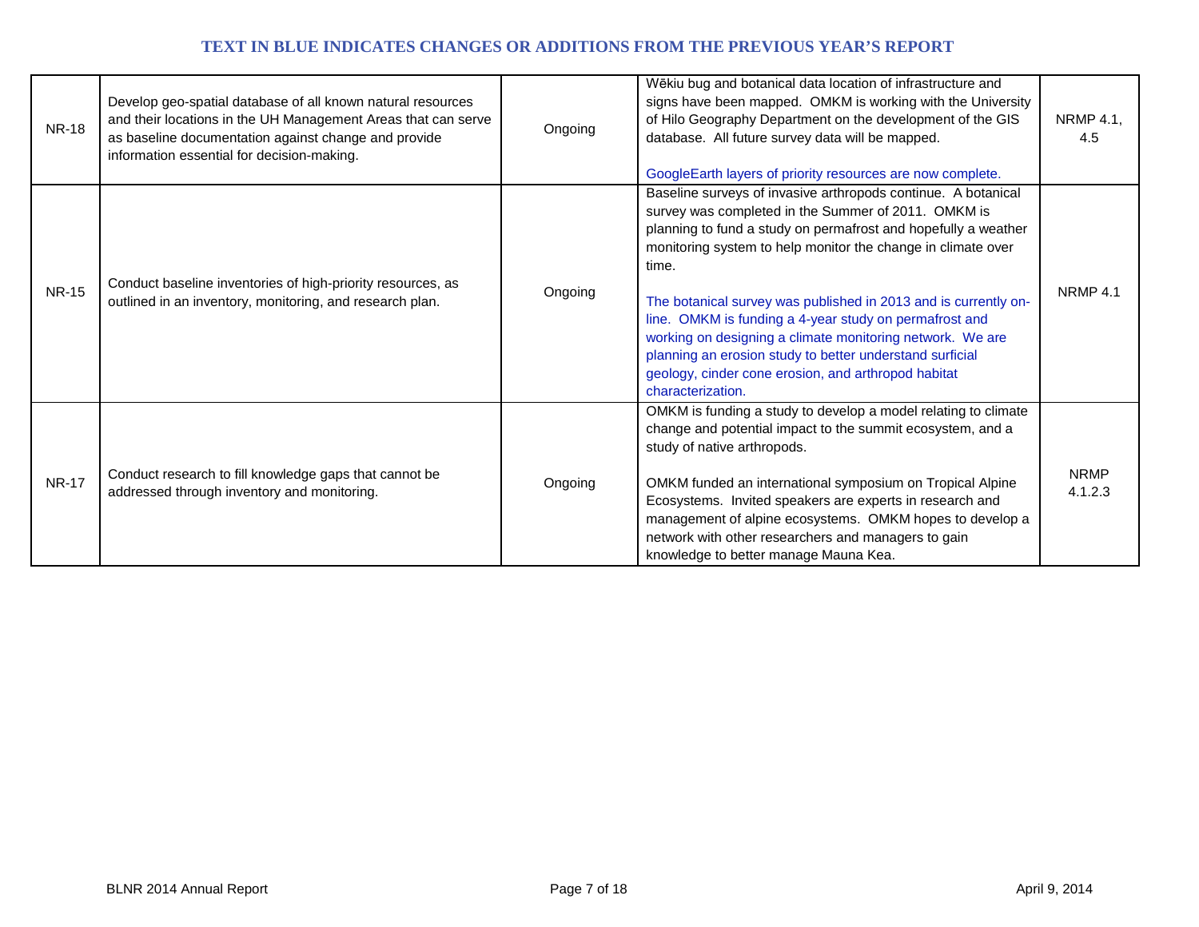**TEXT IN BLUE INDICATES CHANGES OR ADDITIONS FROM THE PREVIOUS YEAR'S REPORT**

| | | | | |
|---|---|---|---|---|
| NR-18 | Develop geo-spatial database of all known natural resources and their locations in the UH Management Areas that can serve as baseline documentation against change and provide information essential for decision-making. | Ongoing | Wēkiu bug and botanical data location of infrastructure and signs have been mapped. OMKM is working with the University of Hilo Geography Department on the development of the GIS database. All future survey data will be mapped.<br><br>GoogleEarth layers of priority resources are now complete. | NRMP 4.1, 4.5 |
| NR-15 | Conduct baseline inventories of high-priority resources, as outlined in an inventory, monitoring, and research plan. | Ongoing | Baseline surveys of invasive arthropods continue. A botanical survey was completed in the Summer of 2011. OMKM is planning to fund a study on permafrost and hopefully a weather monitoring system to help monitor the change in climate over time.<br><br>The botanical survey was published in 2013 and is currently on-line. OMKM is funding a 4-year study on permafrost and working on designing a climate monitoring network. We are planning an erosion study to better understand surficial geology, cinder cone erosion, and arthropod habitat characterization. | NRMP 4.1 |
| NR-17 | Conduct research to fill knowledge gaps that cannot be addressed through inventory and monitoring. | Ongoing | OMKM is funding a study to develop a model relating to climate change and potential impact to the summit ecosystem, and a study of native arthropods.<br><br>OMKM funded an international symposium on Tropical Alpine Ecosystems. Invited speakers are experts in research and management of alpine ecosystems. OMKM hopes to develop a network with other researchers and managers to gain knowledge to better manage Mauna Kea. | NRMP 4.1.2.3 |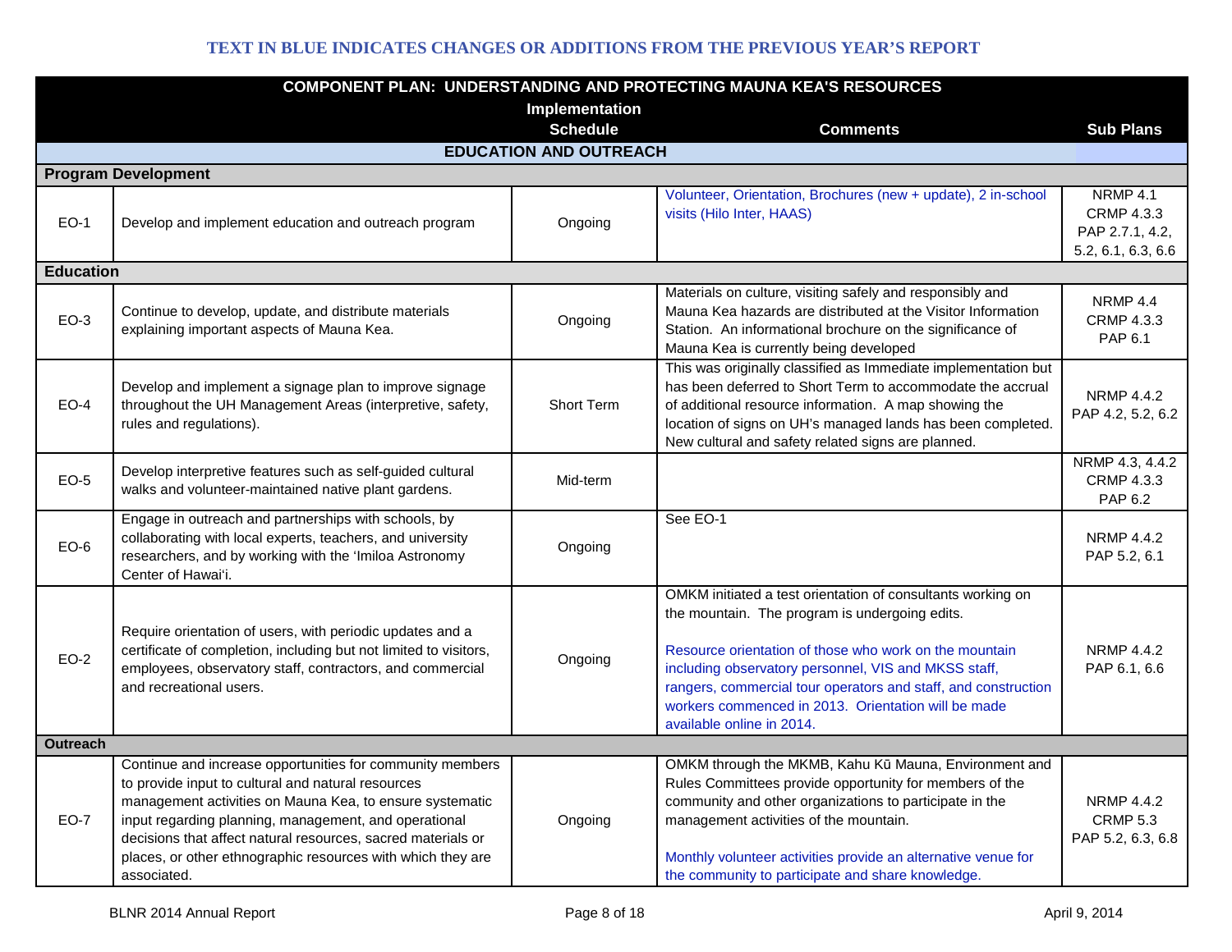**TEXT IN BLUE INDICATES CHANGES OR ADDITIONS FROM THE PREVIOUS YEAR'S REPORT**

| COMPONENT PLAN: UNDERSTANDING AND PROTECTING MAUNA KEA'S RESOURCES | | Implementation Schedule | Comments | Sub Plans |
|---|---|---|---|---|
| **EDUCATION AND OUTREACH** | | | | |
| **Program Development** | | | | |
| EO-1 | Develop and implement education and outreach program | Ongoing | Volunteer, Orientation, Brochures (new + update), 2 in-school visits (Hilo Inter, HAAS) | NRMP 4.1<br>CRMP 4.3.3<br>PAP 2.7.1, 4.2, 5.2, 6.1, 6.3, 6.6 |
| **Education** | | | | |
| EO-3 | Continue to develop, update, and distribute materials explaining important aspects of Mauna Kea. | Ongoing | Materials on culture, visiting safely and responsibly and Mauna Kea hazards are distributed at the Visitor Information Station. An informational brochure on the significance of Mauna Kea is currently being developed | NRMP 4.4<br>CRMP 4.3.3<br>PAP 6.1 |
| EO-4 | Develop and implement a signage plan to improve signage throughout the UH Management Areas (interpretive, safety, rules and regulations). | Short Term | This was originally classified as Immediate implementation but has been deferred to Short Term to accommodate the accrual of additional resource information. A map showing the location of signs on UH's managed lands has been completed. New cultural and safety related signs are planned. | NRMP 4.4.2<br>PAP 4.2, 5.2, 6.2 |
| EO-5 | Develop interpretive features such as self-guided cultural walks and volunteer-maintained native plant gardens. | Mid-term | | NRMP 4.3, 4.4.2<br>CRMP 4.3.3<br>PAP 6.2 |
| EO-6 | Engage in outreach and partnerships with schools, by collaborating with local experts, teachers, and university researchers, and by working with the ʻImiloa Astronomy Center of Hawaiʻi. | Ongoing | See EO-1 | NRMP 4.4.2<br>PAP 5.2, 6.1 |
| EO-2 | Require orientation of users, with periodic updates and a certificate of completion, including but not limited to visitors, employees, observatory staff, contractors, and commercial and recreational users. | Ongoing | OMKM initiated a test orientation of consultants working on the mountain. The program is undergoing edits.<br><br>Resource orientation of those who work on the mountain including observatory personnel, VIS and MKSS staff, rangers, commercial tour operators and staff, and construction workers commenced in 2013. Orientation will be made available online in 2014. | NRMP 4.4.2<br>PAP 6.1, 6.6 |
| **Outreach** | | | | |
| EO-7 | Continue and increase opportunities for community members to provide input to cultural and natural resources management activities on Mauna Kea, to ensure systematic input regarding planning, management, and operational decisions that affect natural resources, sacred materials or places, or other ethnographic resources with which they are associated. | Ongoing | OMKM through the MKMB, Kahu Kū Mauna, Environment and Rules Committees provide opportunity for members of the community and other organizations to participate in the management activities of the mountain.<br><br>Monthly volunteer activities provide an alternative venue for the community to participate and share knowledge. | NRMP 4.4.2<br>CRMP 5.3<br>PAP 5.2, 6.3, 6.8 |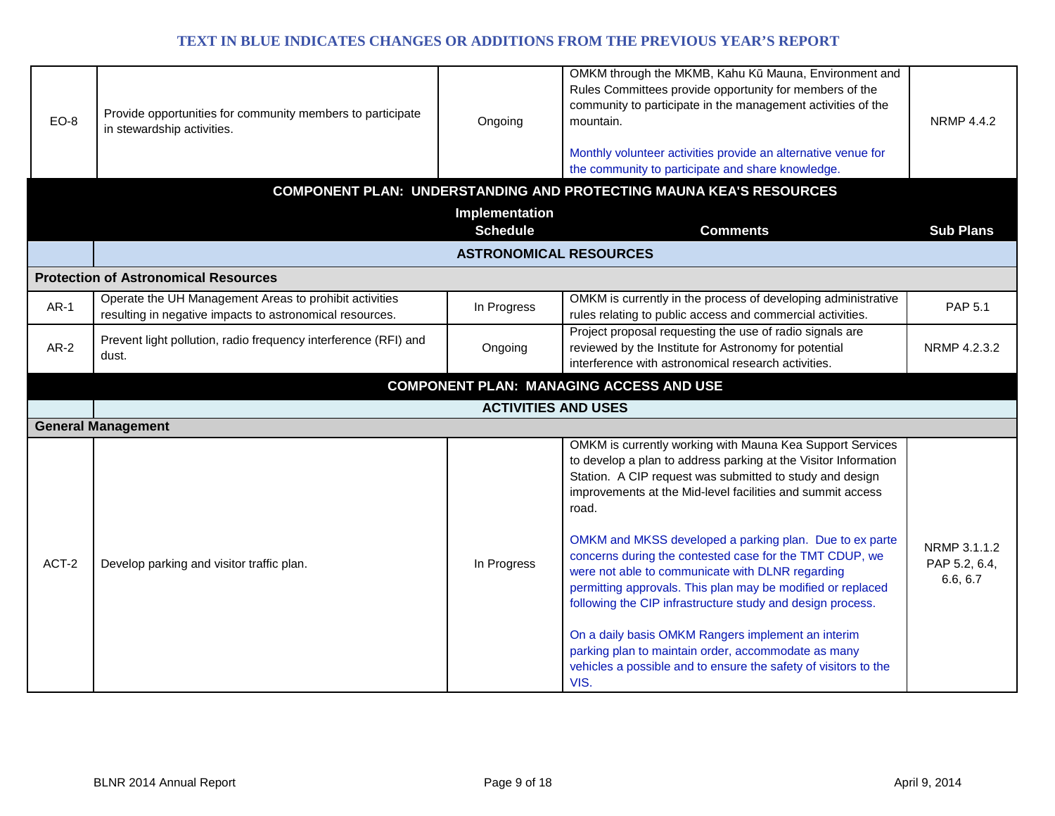TEXT IN BLUE INDICATES CHANGES OR ADDITIONS FROM THE PREVIOUS YEAR'S REPORT

| | | Implementation Schedule | Comments | Sub Plans |
|---|---|---|---|---|
| EO-8 | Provide opportunities for community members to participate in stewardship activities. | Ongoing | OMKM through the MKMB, Kahu Kū Mauna, Environment and Rules Committees provide opportunity for members of the community to participate in the management activities of the mountain.<br><br>Monthly volunteer activities provide an alternative venue for the community to participate and share knowledge. | NRMP 4.4.2 |
| **COMPONENT PLAN: UNDERSTANDING AND PROTECTING MAUNA KEA'S RESOURCES** | | | | |
| | | **Implementation Schedule** | **Comments** | **Sub Plans** |
| | **ASTRONOMICAL RESOURCES** | | | |
| **Protection of Astronomical Resources** | | | | |
| AR-1 | Operate the UH Management Areas to prohibit activities resulting in negative impacts to astronomical resources. | In Progress | OMKM is currently in the process of developing administrative rules relating to public access and commercial activities. | PAP 5.1 |
| AR-2 | Prevent light pollution, radio frequency interference (RFI) and dust. | Ongoing | Project proposal requesting the use of radio signals are reviewed by the Institute for Astronomy for potential interference with astronomical research activities. | NRMP 4.2.3.2 |
| **COMPONENT PLAN: MANAGING ACCESS AND USE** | | | | |
| | **ACTIVITIES AND USES** | | | |
| **General Management** | | | | |
| ACT-2 | Develop parking and visitor traffic plan. | In Progress | OMKM is currently working with Mauna Kea Support Services to develop a plan to address parking at the Visitor Information Station. A CIP request was submitted to study and design improvements at the Mid-level facilities and summit access road.<br><br>OMKM and MKSS developed a parking plan. Due to ex parte concerns during the contested case for the TMT CDUP, we were not able to communicate with DLNR regarding permitting approvals. This plan may be modified or replaced following the CIP infrastructure study and design process.<br><br>On a daily basis OMKM Rangers implement an interim parking plan to maintain order, accommodate as many vehicles a possible and to ensure the safety of visitors to the VIS. | NRMP 3.1.1.2 PAP 5.2, 6.4, 6.6, 6.7 |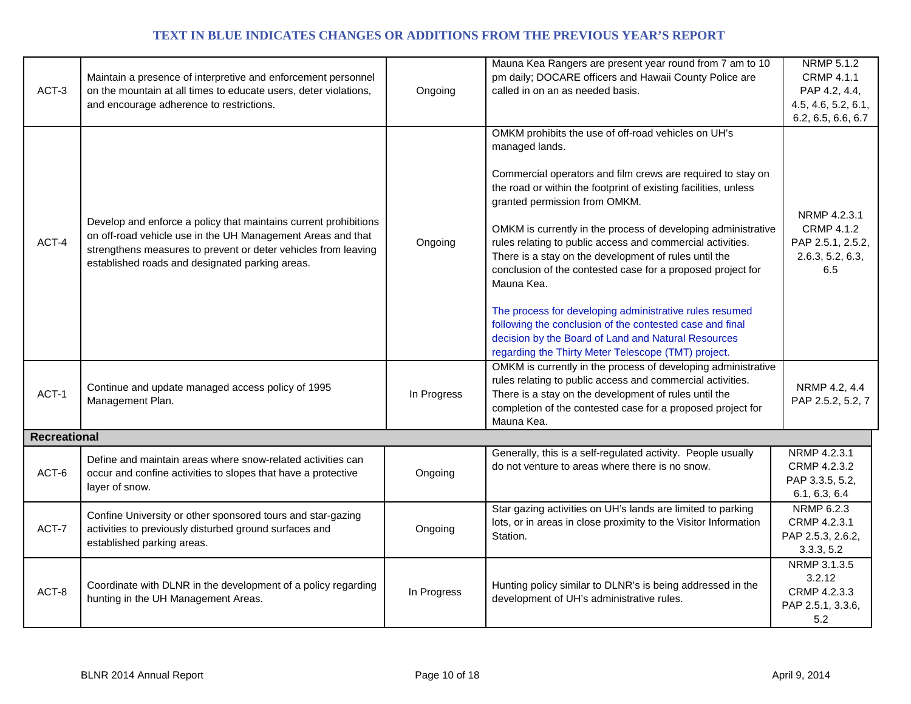**TEXT IN BLUE INDICATES CHANGES OR ADDITIONS FROM THE PREVIOUS YEAR'S REPORT**

| | | | | |
|---|---|---|---|---|
| ACT-3 | Maintain a presence of interpretive and enforcement personnel on the mountain at all times to educate users, deter violations, and encourage adherence to restrictions. | Ongoing | Mauna Kea Rangers are present year round from 7 am to 10 pm daily; DOCARE officers and Hawaii County Police are called in on an as needed basis. | NRMP 5.1.2<br>CRMP 4.1.1<br>PAP 4.2, 4.4, 4.5, 4.6, 5.2, 6.1, 6.2, 6.5, 6.6, 6.7 |
| ACT-4 | Develop and enforce a policy that maintains current prohibitions on off-road vehicle use in the UH Management Areas and that strengthens measures to prevent or deter vehicles from leaving established roads and designated parking areas. | Ongoing | OMKM prohibits the use of off-road vehicles on UH's managed lands.<br><br>Commercial operators and film crews are required to stay on the road or within the footprint of existing facilities, unless granted permission from OMKM.<br><br>OMKM is currently in the process of developing administrative rules relating to public access and commercial activities. There is a stay on the development of rules until the conclusion of the contested case for a proposed project for Mauna Kea.<br><br>The process for developing administrative rules resumed following the conclusion of the contested case and final decision by the Board of Land and Natural Resources regarding the Thirty Meter Telescope (TMT) project. | NRMP 4.2.3.1<br>CRMP 4.1.2<br>PAP 2.5.1, 2.5.2, 2.6.3, 5.2, 6.3, 6.5 |
| ACT-1 | Continue and update managed access policy of 1995 Management Plan. | In Progress | OMKM is currently in the process of developing administrative rules relating to public access and commercial activities. There is a stay on the development of rules until the completion of the contested case for a proposed project for Mauna Kea. | NRMP 4.2, 4.4<br>PAP 2.5.2, 5.2, 7 |
| **Recreational** | | | | |
| ACT-6 | Define and maintain areas where snow-related activities can occur and confine activities to slopes that have a protective layer of snow. | Ongoing | Generally, this is a self-regulated activity. People usually do not venture to areas where there is no snow. | NRMP 4.2.3.1<br>CRMP 4.2.3.2<br>PAP 3.3.5, 5.2, 6.1, 6.3, 6.4 |
| ACT-7 | Confine University or other sponsored tours and star-gazing activities to previously disturbed ground surfaces and established parking areas. | Ongoing | Star gazing activities on UH's lands are limited to parking lots, or in areas in close proximity to the Visitor Information Station. | NRMP 6.2.3<br>CRMP 4.2.3.1<br>PAP 2.5.3, 2.6.2, 3.3.3, 5.2 |
| ACT-8 | Coordinate with DLNR in the development of a policy regarding hunting in the UH Management Areas. | In Progress | Hunting policy similar to DLNR's is being addressed in the development of UH's administrative rules. | NRMP 3.1.3.5 3.2.12<br>CRMP 4.2.3.3<br>PAP 2.5.1, 3.3.6, 5.2 |

BLNR 2014 Annual Report April 9, 2014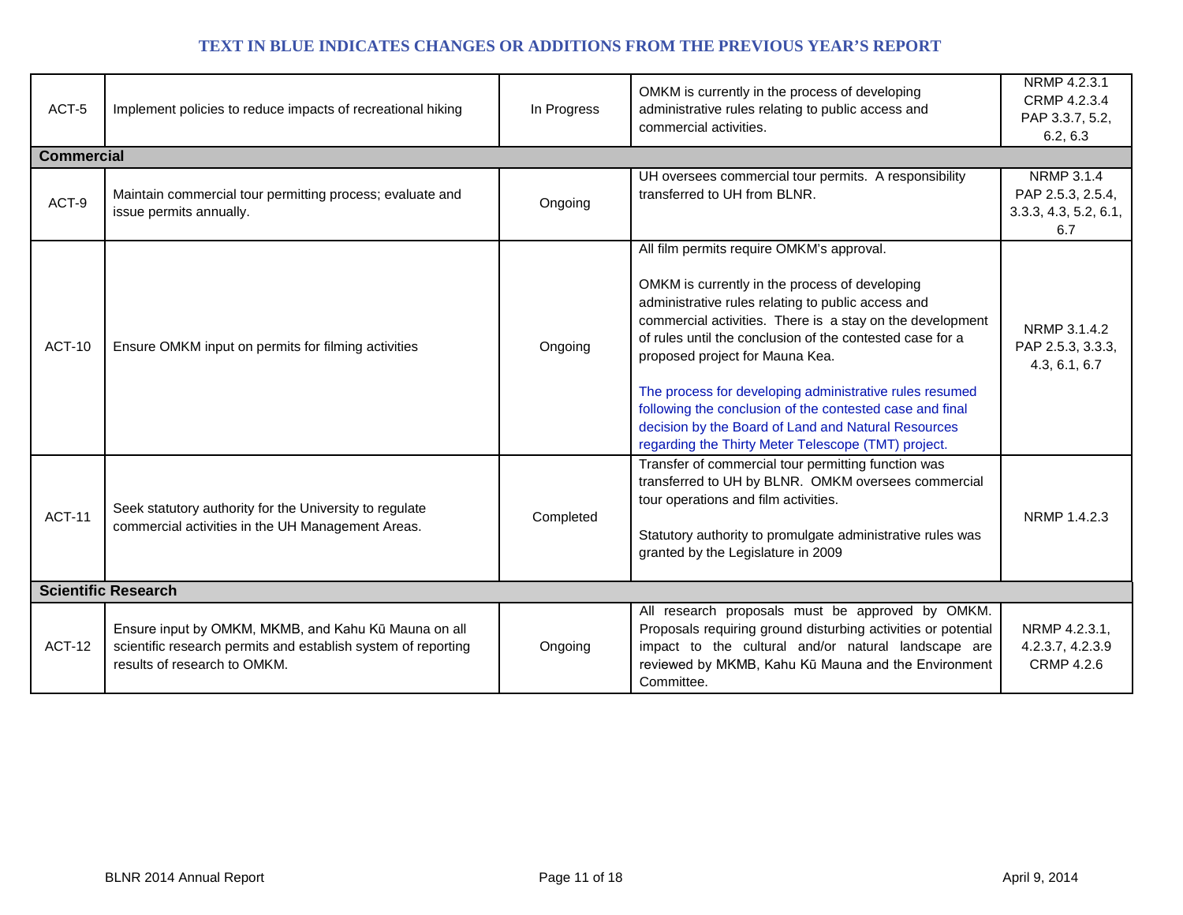**TEXT IN BLUE INDICATES CHANGES OR ADDITIONS FROM THE PREVIOUS YEAR'S REPORT**

| | | | | |
|---|---|---|---|---|
| ACT-5 | Implement policies to reduce impacts of recreational hiking | In Progress | OMKM is currently in the process of developing administrative rules relating to public access and commercial activities. | NRMP 4.2.3.1 CRMP 4.2.3.4 PAP 3.3.7, 5.2, 6.2, 6.3 |
| **Commercial** | | | | |
| ACT-9 | Maintain commercial tour permitting process; evaluate and issue permits annually. | Ongoing | UH oversees commercial tour permits. A responsibility transferred to UH from BLNR. | NRMP 3.1.4 PAP 2.5.3, 2.5.4, 3.3.3, 4.3, 5.2, 6.1, 6.7 |
| ACT-10 | Ensure OMKM input on permits for filming activities | Ongoing | All film permits require OMKM's approval.<br><br>OMKM is currently in the process of developing administrative rules relating to public access and commercial activities. There is a stay on the development of rules until the conclusion of the contested case for a proposed project for Mauna Kea.<br><br>The process for developing administrative rules resumed following the conclusion of the contested case and final decision by the Board of Land and Natural Resources regarding the Thirty Meter Telescope (TMT) project. | NRMP 3.1.4.2 PAP 2.5.3, 3.3.3, 4.3, 6.1, 6.7 |
| ACT-11 | Seek statutory authority for the University to regulate commercial activities in the UH Management Areas. | Completed | Transfer of commercial tour permitting function was transferred to UH by BLNR. OMKM oversees commercial tour operations and film activities.<br><br>Statutory authority to promulgate administrative rules was granted by the Legislature in 2009 | NRMP 1.4.2.3 |
| **Scientific Research** | | | | |
| ACT-12 | Ensure input by OMKM, MKMB, and Kahu Kū Mauna on all scientific research permits and establish system of reporting results of research to OMKM. | Ongoing | All research proposals must be approved by OMKM. Proposals requiring ground disturbing activities or potential impact to the cultural and/or natural landscape are reviewed by MKMB, Kahu Kū Mauna and the Environment Committee. | NRMP 4.2.3.1, 4.2.3.7, 4.2.3.9 CRMP 4.2.6 |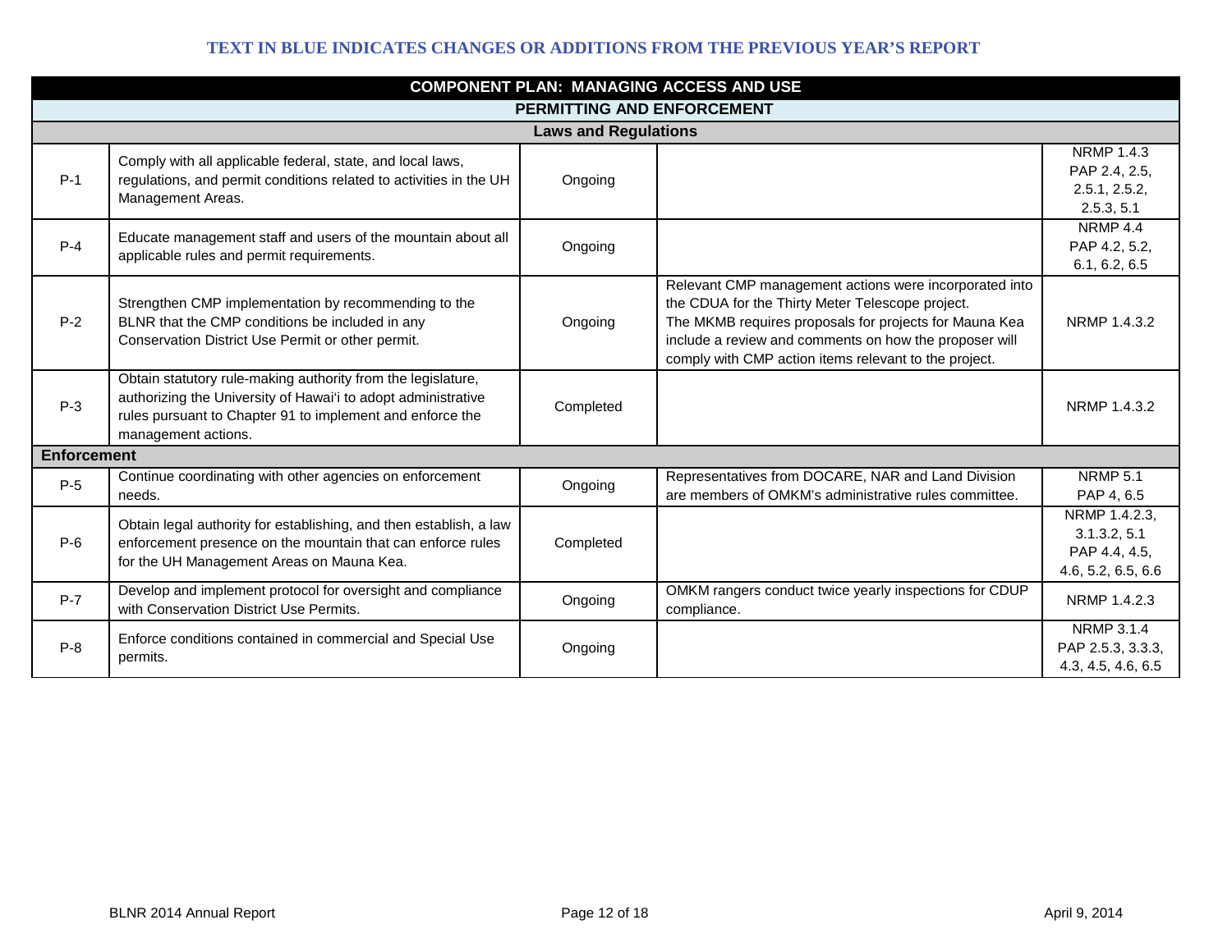**TEXT IN BLUE INDICATES CHANGES OR ADDITIONS FROM THE PREVIOUS YEAR'S REPORT**

| COMPONENT PLAN: MANAGING ACCESS AND USE | | | | |
|---|---|---|---|---|
| **PERMITTING AND ENFORCEMENT** | | | | |
| **Laws and Regulations** | | | | |
| P-1 | Comply with all applicable federal, state, and local laws, regulations, and permit conditions related to activities in the UH Management Areas. | Ongoing | | NRMP 1.4.3<br>PAP 2.4, 2.5, 2.5.1, 2.5.2, 2.5.3, 5.1 |
| P-4 | Educate management staff and users of the mountain about all applicable rules and permit requirements. | Ongoing | | NRMP 4.4<br>PAP 4.2, 5.2, 6.1, 6.2, 6.5 |
| P-2 | Strengthen CMP implementation by recommending to the BLNR that the CMP conditions be included in any Conservation District Use Permit or other permit. | Ongoing | Relevant CMP management actions were incorporated into the CDUA for the Thirty Meter Telescope project.<br>The MKMB requires proposals for projects for Mauna Kea include a review and comments on how the proposer will comply with CMP action items relevant to the project. | NRMP 1.4.3.2 |
| P-3 | Obtain statutory rule-making authority from the legislature, authorizing the University of Hawai'i to adopt administrative rules pursuant to Chapter 91 to implement and enforce the management actions. | Completed | | NRMP 1.4.3.2 |
| **Enforcement** | | | | |
| P-5 | Continue coordinating with other agencies on enforcement needs. | Ongoing | Representatives from DOCARE, NAR and Land Division are members of OMKM's administrative rules committee. | NRMP 5.1<br>PAP 4, 6.5 |
| P-6 | Obtain legal authority for establishing, and then establish, a law enforcement presence on the mountain that can enforce rules for the UH Management Areas on Mauna Kea. | Completed | | NRMP 1.4.2.3, 3.1.3.2, 5.1<br>PAP 4.4, 4.5, 4.6, 5.2, 6.5, 6.6 |
| P-7 | Develop and implement protocol for oversight and compliance with Conservation District Use Permits. | Ongoing | OMKM rangers conduct twice yearly inspections for CDUP compliance. | NRMP 1.4.2.3 |
| P-8 | Enforce conditions contained in commercial and Special Use permits. | Ongoing | | NRMP 3.1.4<br>PAP 2.5.3, 3.3.3, 4.3, 4.5, 4.6, 6.5 |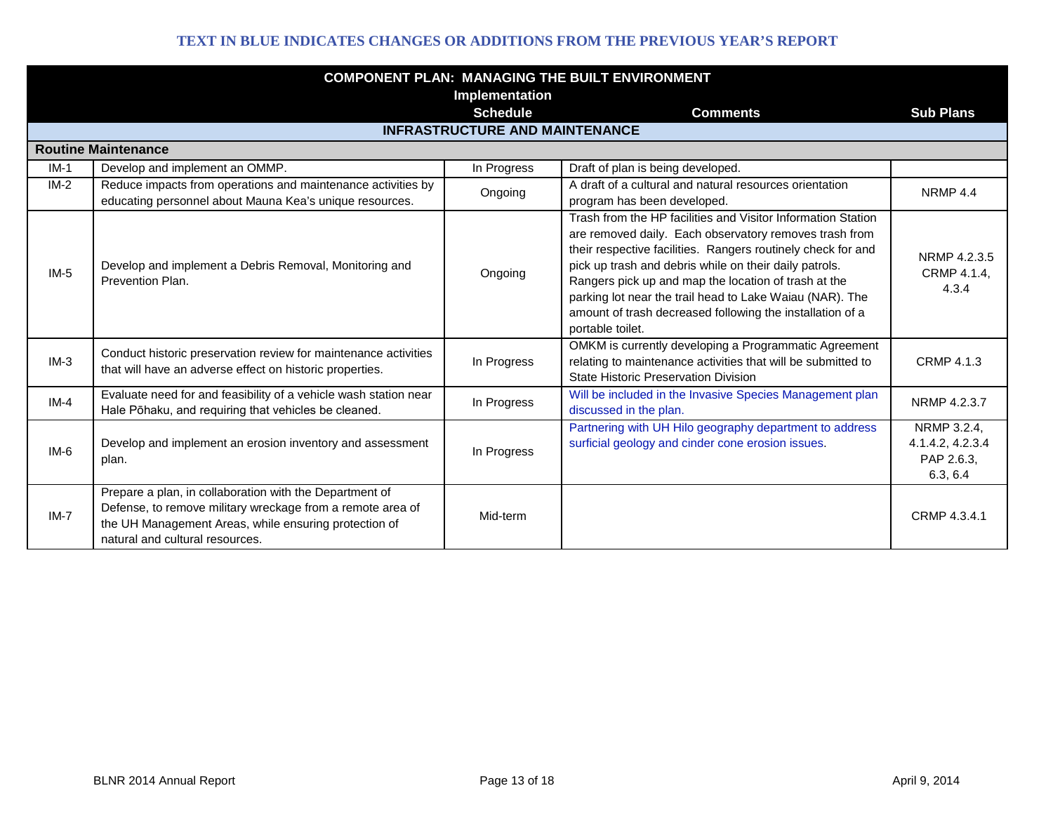**TEXT IN BLUE INDICATES CHANGES OR ADDITIONS FROM THE PREVIOUS YEAR'S REPORT**

| COMPONENT PLAN: MANAGING THE BUILT ENVIRONMENT | | Implementation Schedule | Comments | Sub Plans |
|---|---|---|---|---|
| **INFRASTRUCTURE AND MAINTENANCE** | | | | |
| **Routine Maintenance** | | | | |
| IM-1 | Develop and implement an OMMP. | In Progress | Draft of plan is being developed. | |
| IM-2 | Reduce impacts from operations and maintenance activities by educating personnel about Mauna Kea's unique resources. | Ongoing | A draft of a cultural and natural resources orientation program has been developed. | NRMP 4.4 |
| IM-5 | Develop and implement a Debris Removal, Monitoring and Prevention Plan. | Ongoing | Trash from the HP facilities and Visitor Information Station are removed daily. Each observatory removes trash from their respective facilities. Rangers routinely check for and pick up trash and debris while on their daily patrols. Rangers pick up and map the location of trash at the parking lot near the trail head to Lake Waiau (NAR). The amount of trash decreased following the installation of a portable toilet. | NRMP 4.2.3.5 CRMP 4.1.4, 4.3.4 |
| IM-3 | Conduct historic preservation review for maintenance activities that will have an adverse effect on historic properties. | In Progress | OMKM is currently developing a Programmatic Agreement relating to maintenance activities that will be submitted to State Historic Preservation Division | CRMP 4.1.3 |
| IM-4 | Evaluate need for and feasibility of a vehicle wash station near Hale Pōhaku, and requiring that vehicles be cleaned. | In Progress | Will be included in the Invasive Species Management plan discussed in the plan. | NRMP 4.2.3.7 |
| IM-6 | Develop and implement an erosion inventory and assessment plan. | In Progress | Partnering with UH Hilo geography department to address surficial geology and cinder cone erosion issues. | NRMP 3.2.4, 4.1.4.2, 4.2.3.4 PAP 2.6.3, 6.3, 6.4 |
| IM-7 | Prepare a plan, in collaboration with the Department of Defense, to remove military wreckage from a remote area of the UH Management Areas, while ensuring protection of natural and cultural resources. | Mid-term | | CRMP 4.3.4.1 |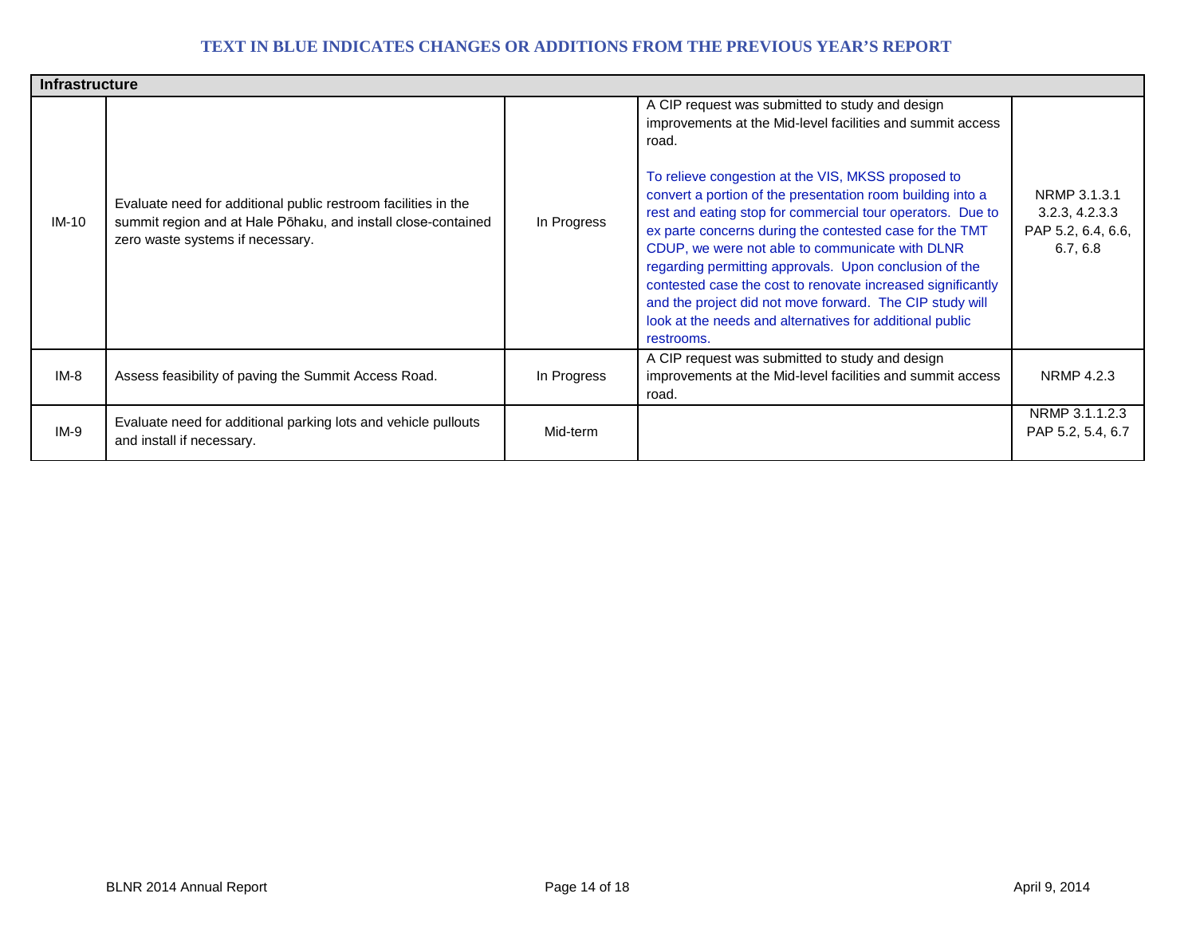**TEXT IN BLUE INDICATES CHANGES OR ADDITIONS FROM THE PREVIOUS YEAR'S REPORT**

| **Infrastructure** | | | | |
|---|---|---|---|---|
| IM-10 | Evaluate need for additional public restroom facilities in the summit region and at Hale Pōhaku, and install close-contained zero waste systems if necessary. | In Progress | A CIP request was submitted to study and design improvements at the Mid-level facilities and summit access road.<br><br>To relieve congestion at the VIS, MKSS proposed to convert a portion of the presentation room building into a rest and eating stop for commercial tour operators. Due to ex parte concerns during the contested case for the TMT CDUP, we were not able to communicate with DLNR regarding permitting approvals. Upon conclusion of the contested case the cost to renovate increased significantly and the project did not move forward. The CIP study will look at the needs and alternatives for additional public restrooms. | NRMP 3.1.3.1 3.2.3, 4.2.3.3 PAP 5.2, 6.4, 6.6, 6.7, 6.8 |
| IM-8 | Assess feasibility of paving the Summit Access Road. | In Progress | A CIP request was submitted to study and design improvements at the Mid-level facilities and summit access road. | NRMP 4.2.3 |
| IM-9 | Evaluate need for additional parking lots and vehicle pullouts and install if necessary. | Mid-term | | NRMP 3.1.1.2.3 PAP 5.2, 5.4, 6.7 |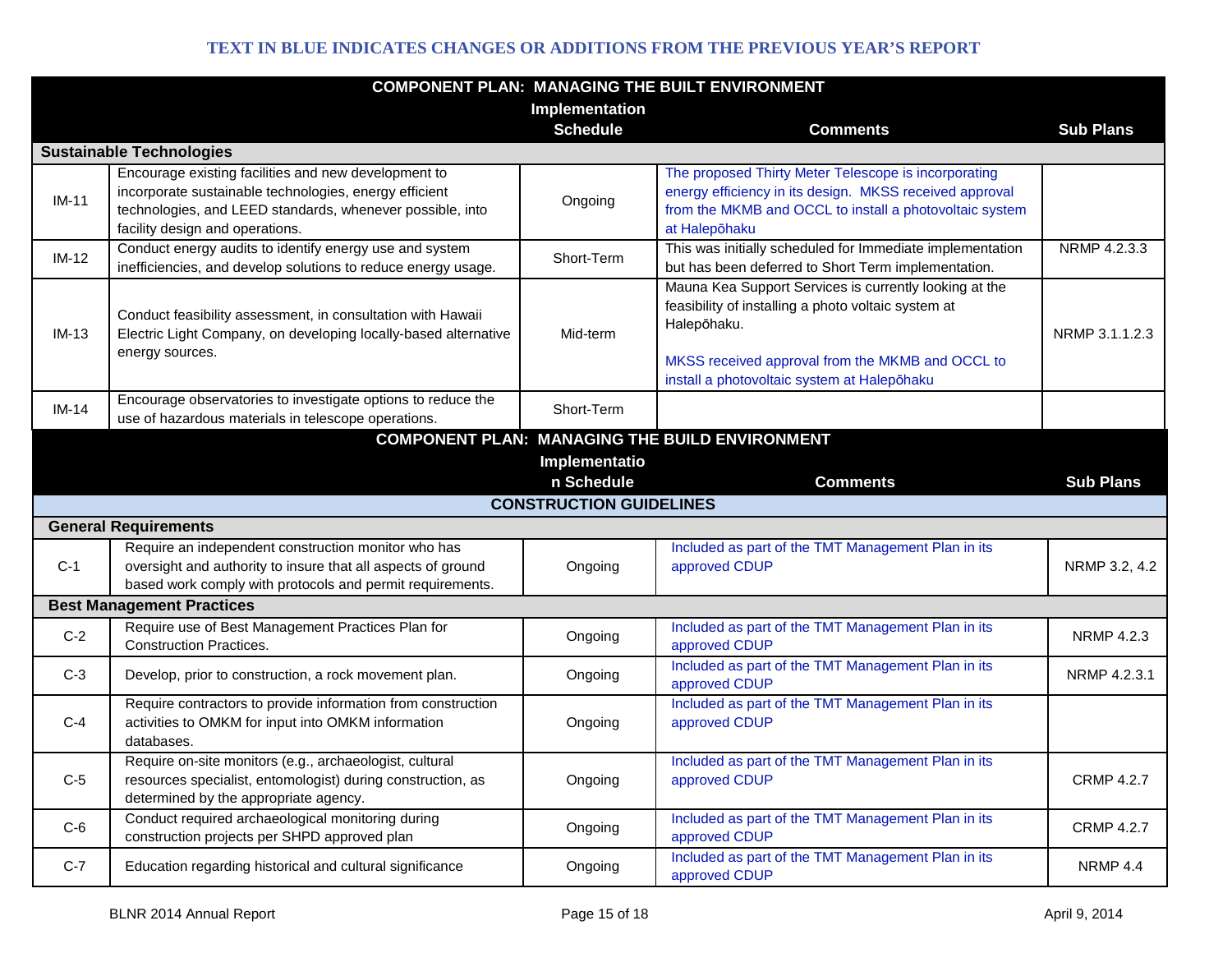**TEXT IN BLUE INDICATES CHANGES OR ADDITIONS FROM THE PREVIOUS YEAR'S REPORT**

| COMPONENT PLAN: MANAGING THE BUILT ENVIRONMENT | | Implementation Schedule | Comments | Sub Plans |
|---|---|---|---|---|
| **Sustainable Technologies** | | | | |
| IM-11 | Encourage existing facilities and new development to incorporate sustainable technologies, energy efficient technologies, and LEED standards, whenever possible, into facility design and operations. | Ongoing | The proposed Thirty Meter Telescope is incorporating energy efficiency in its design. MKSS received approval from the MKMB and OCCL to install a photovoltaic system at Halepōhaku | |
| IM-12 | Conduct energy audits to identify energy use and system inefficiencies, and develop solutions to reduce energy usage. | Short-Term | This was initially scheduled for Immediate implementation but has been deferred to Short Term implementation. | NRMP 4.2.3.3 |
| IM-13 | Conduct feasibility assessment, in consultation with Hawaii Electric Light Company, on developing locally-based alternative energy sources. | Mid-term | Mauna Kea Support Services is currently looking at the feasibility of installing a photo voltaic system at Halepōhaku.<br><br>MKSS received approval from the MKMB and OCCL to install a photovoltaic system at Halepōhaku | NRMP 3.1.1.2.3 |
| IM-14 | Encourage observatories to investigate options to reduce the use of hazardous materials in telescope operations. | Short-Term | | |

| COMPONENT PLAN: MANAGING THE BUILD ENVIRONMENT | | Implementation Schedule | Comments | Sub Plans |
|---|---|---|---|---|
| **CONSTRUCTION GUIDELINES** | | | | |
| **General Requirements** | | | | |
| C-1 | Require an independent construction monitor who has oversight and authority to insure that all aspects of ground based work comply with protocols and permit requirements. | Ongoing | Included as part of the TMT Management Plan in its approved CDUP | NRMP 3.2, 4.2 |
| **Best Management Practices** | | | | |
| C-2 | Require use of Best Management Practices Plan for Construction Practices. | Ongoing | Included as part of the TMT Management Plan in its approved CDUP | NRMP 4.2.3 |
| C-3 | Develop, prior to construction, a rock movement plan. | Ongoing | Included as part of the TMT Management Plan in its approved CDUP | NRMP 4.2.3.1 |
| C-4 | Require contractors to provide information from construction activities to OMKM for input into OMKM information databases. | Ongoing | Included as part of the TMT Management Plan in its approved CDUP | |
| C-5 | Require on-site monitors (e.g., archaeologist, cultural resources specialist, entomologist) during construction, as determined by the appropriate agency. | Ongoing | Included as part of the TMT Management Plan in its approved CDUP | CRMP 4.2.7 |
| C-6 | Conduct required archaeological monitoring during construction projects per SHPD approved plan | Ongoing | Included as part of the TMT Management Plan in its approved CDUP | CRMP 4.2.7 |
| C-7 | Education regarding historical and cultural significance | Ongoing | Included as part of the TMT Management Plan in its approved CDUP | NRMP 4.4 |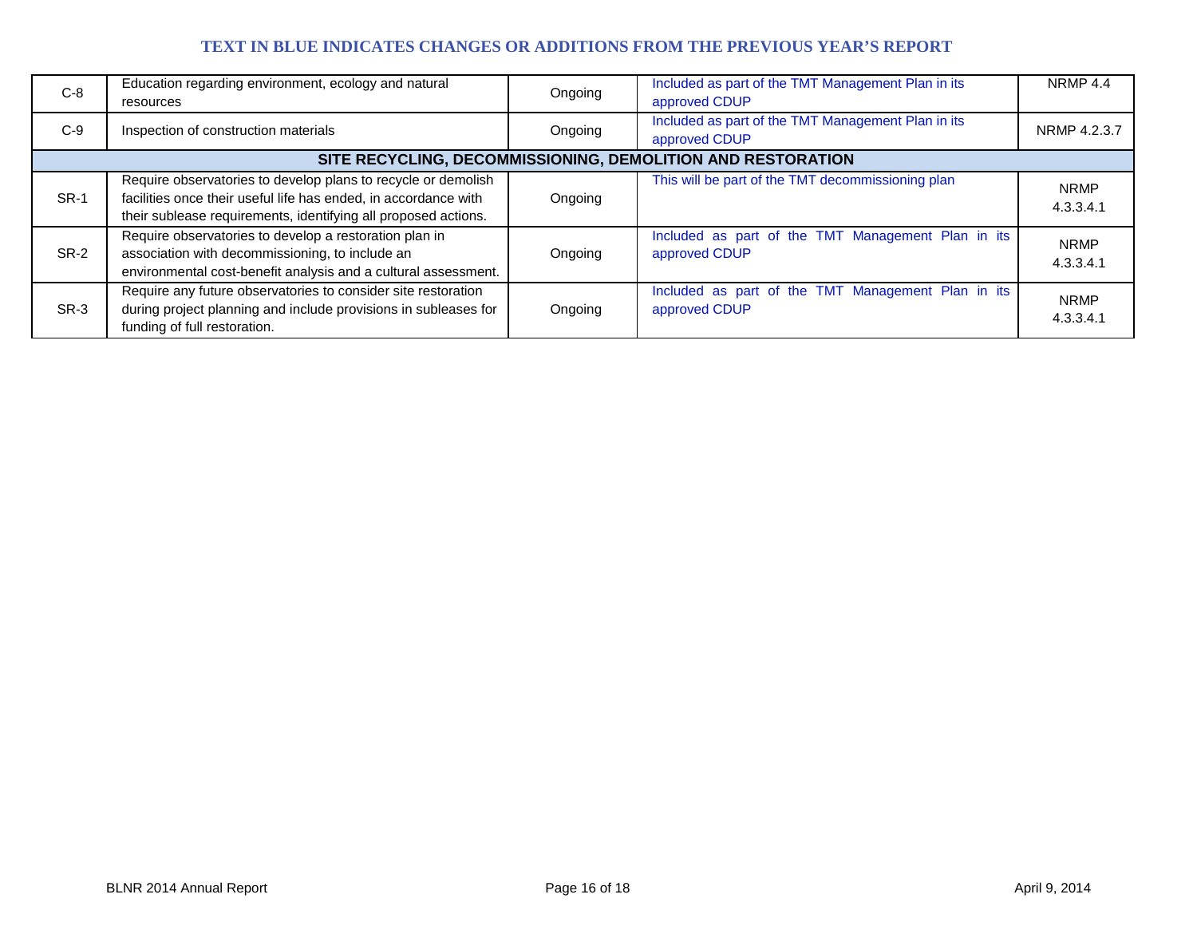**TEXT IN BLUE INDICATES CHANGES OR ADDITIONS FROM THE PREVIOUS YEAR'S REPORT**

| | | | | |
|---|---|---|---|---|
| C-8 | Education regarding environment, ecology and natural resources | Ongoing | Included as part of the TMT Management Plan in its approved CDUP | NRMP 4.4 |
| C-9 | Inspection of construction materials | Ongoing | Included as part of the TMT Management Plan in its approved CDUP | NRMP 4.2.3.7 |
| **SITE RECYCLING, DECOMMISSIONING, DEMOLITION AND RESTORATION** | | | | |
| SR-1 | Require observatories to develop plans to recycle or demolish facilities once their useful life has ended, in accordance with their sublease requirements, identifying all proposed actions. | Ongoing | This will be part of the TMT decommissioning plan | NRMP 4.3.3.4.1 |
| SR-2 | Require observatories to develop a restoration plan in association with decommissioning, to include an environmental cost-benefit analysis and a cultural assessment. | Ongoing | Included as part of the TMT Management Plan in its approved CDUP | NRMP 4.3.3.4.1 |
| SR-3 | Require any future observatories to consider site restoration during project planning and include provisions in subleases for funding of full restoration. | Ongoing | Included as part of the TMT Management Plan in its approved CDUP | NRMP 4.3.3.4.1 |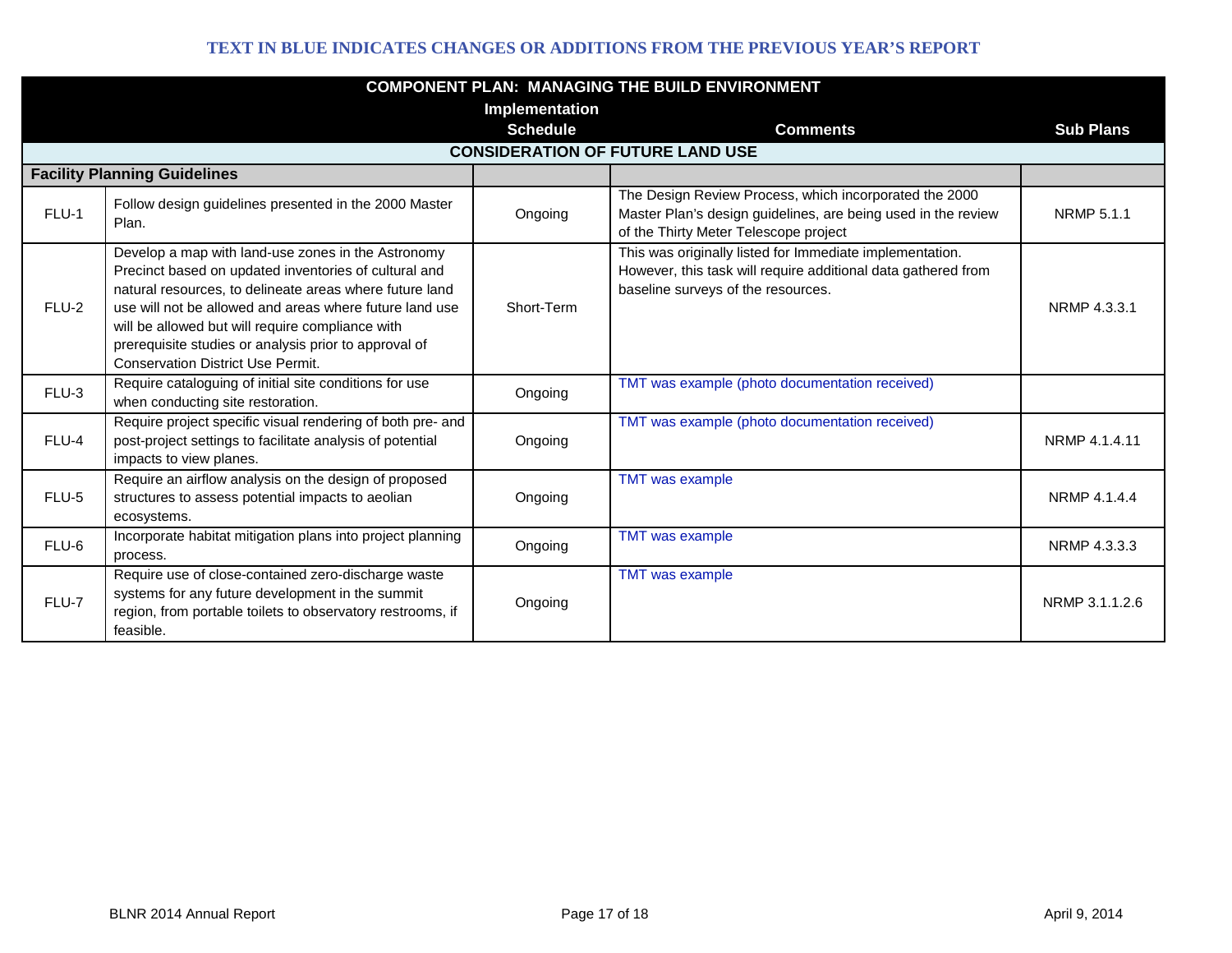**TEXT IN BLUE INDICATES CHANGES OR ADDITIONS FROM THE PREVIOUS YEAR'S REPORT**

| COMPONENT PLAN: MANAGING THE BUILD ENVIRONMENT | | Implementation Schedule | Comments | Sub Plans |
|---|---|---|---|---|
| **CONSIDERATION OF FUTURE LAND USE** | | | | |
| **Facility Planning Guidelines** | | | | |
| FLU-1 | Follow design guidelines presented in the 2000 Master Plan. | Ongoing | The Design Review Process, which incorporated the 2000 Master Plan's design guidelines, are being used in the review of the Thirty Meter Telescope project | NRMP 5.1.1 |
| FLU-2 | Develop a map with land-use zones in the Astronomy Precinct based on updated inventories of cultural and natural resources, to delineate areas where future land use will not be allowed and areas where future land use will be allowed but will require compliance with prerequisite studies or analysis prior to approval of Conservation District Use Permit. | Short-Term | This was originally listed for Immediate implementation. However, this task will require additional data gathered from baseline surveys of the resources. | NRMP 4.3.3.1 |
| FLU-3 | Require cataloguing of initial site conditions for use when conducting site restoration. | Ongoing | TMT was example (photo documentation received) | |
| FLU-4 | Require project specific visual rendering of both pre- and post-project settings to facilitate analysis of potential impacts to view planes. | Ongoing | TMT was example (photo documentation received) | NRMP 4.1.4.11 |
| FLU-5 | Require an airflow analysis on the design of proposed structures to assess potential impacts to aeolian ecosystems. | Ongoing | TMT was example | NRMP 4.1.4.4 |
| FLU-6 | Incorporate habitat mitigation plans into project planning process. | Ongoing | TMT was example | NRMP 4.3.3.3 |
| FLU-7 | Require use of close-contained zero-discharge waste systems for any future development in the summit region, from portable toilets to observatory restrooms, if feasible. | Ongoing | TMT was example | NRMP 3.1.1.2.6 |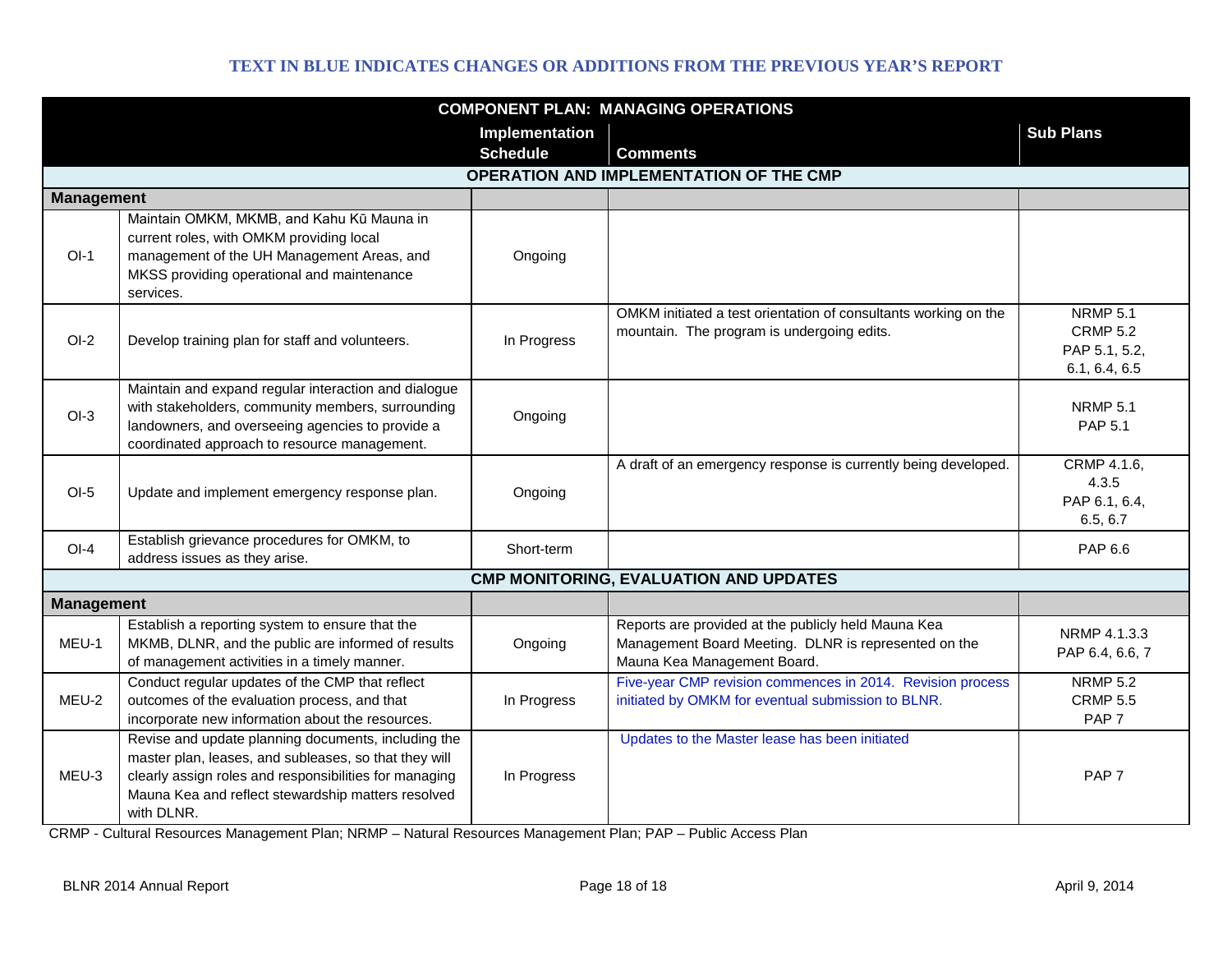**TEXT IN BLUE INDICATES CHANGES OR ADDITIONS FROM THE PREVIOUS YEAR'S REPORT**

| COMPONENT PLAN: MANAGING OPERATIONS | | Implementation Schedule | Comments | Sub Plans |
|---|---|---|---|---|
| **OPERATION AND IMPLEMENTATION OF THE CMP** | | | | |
| **Management** | | | | |
| OI-1 | Maintain OMKM, MKMB, and Kahu Kū Mauna in current roles, with OMKM providing local management of the UH Management Areas, and MKSS providing operational and maintenance services. | Ongoing | | |
| OI-2 | Develop training plan for staff and volunteers. | In Progress | OMKM initiated a test orientation of consultants working on the mountain. The program is undergoing edits. | NRMP 5.1<br>CRMP 5.2<br>PAP 5.1, 5.2, 6.1, 6.4, 6.5 |
| OI-3 | Maintain and expand regular interaction and dialogue with stakeholders, community members, surrounding landowners, and overseeing agencies to provide a coordinated approach to resource management. | Ongoing | | NRMP 5.1<br>PAP 5.1 |
| OI-5 | Update and implement emergency response plan. | Ongoing | A draft of an emergency response is currently being developed. | CRMP 4.1.6, 4.3.5<br>PAP 6.1, 6.4, 6.5, 6.7 |
| OI-4 | Establish grievance procedures for OMKM, to address issues as they arise. | Short-term | | PAP 6.6 |
| **CMP MONITORING, EVALUATION AND UPDATES** | | | | |
| **Management** | | | | |
| MEU-1 | Establish a reporting system to ensure that the MKMB, DLNR, and the public are informed of results of management activities in a timely manner. | Ongoing | Reports are provided at the publicly held Mauna Kea Management Board Meeting. DLNR is represented on the Mauna Kea Management Board. | NRMP 4.1.3.3<br>PAP 6.4, 6.6, 7 |
| MEU-2 | Conduct regular updates of the CMP that reflect outcomes of the evaluation process, and that incorporate new information about the resources. | In Progress | Five-year CMP revision commences in 2014. Revision process initiated by OMKM for eventual submission to BLNR. | NRMP 5.2<br>CRMP 5.5<br>PAP 7 |
| MEU-3 | Revise and update planning documents, including the master plan, leases, and subleases, so that they will clearly assign roles and responsibilities for managing Mauna Kea and reflect stewardship matters resolved with DLNR. | In Progress | Updates to the Master lease has been initiated | PAP 7 |

CRMP - Cultural Resources Management Plan; NRMP – Natural Resources Management Plan; PAP – Public Access Plan